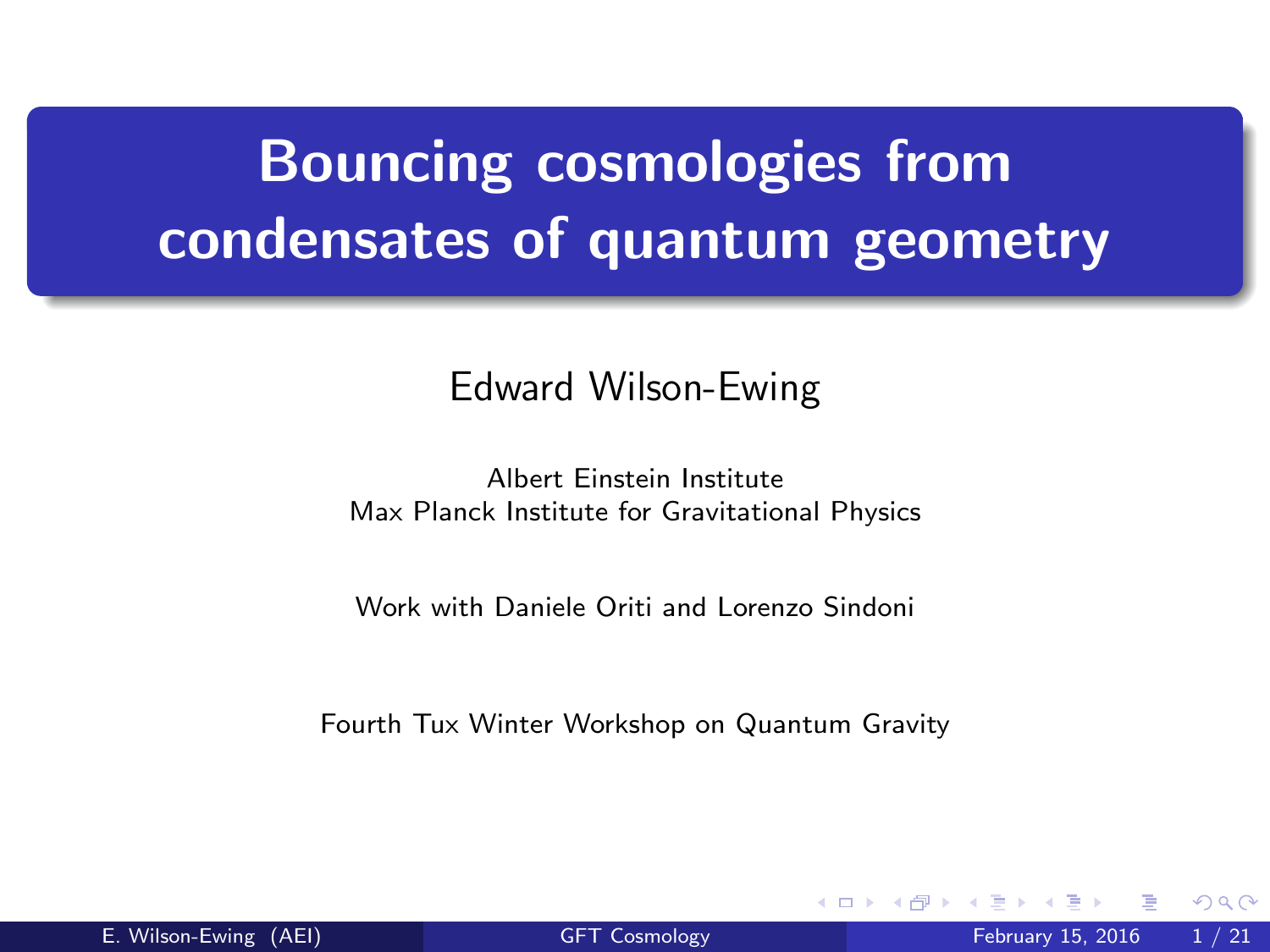# Bouncing cosmologies from condensates of quantum geometry

Edward Wilson-Ewing

Albert Einstein Institute
Max Planck Institute for Gravitational Physics

Work with Daniele Oriti and Lorenzo Sindoni

Fourth Tux Winter Workshop on Quantum Gravity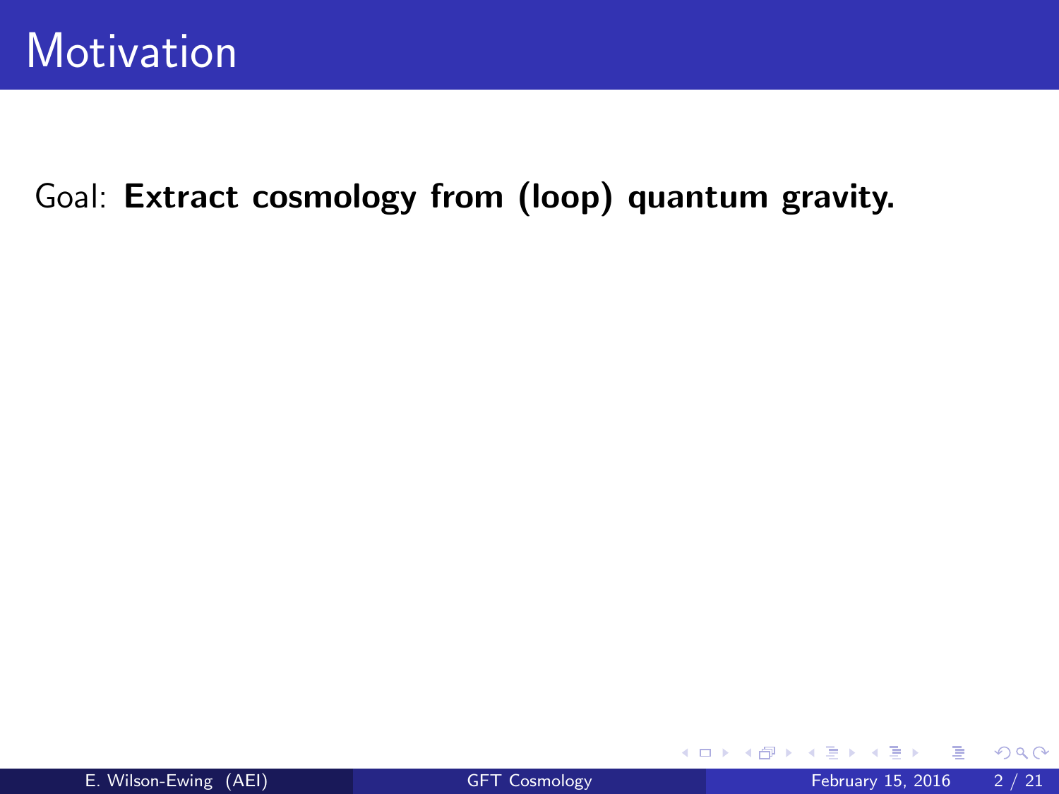# Motivation

Goal: **Extract cosmology from (loop) quantum gravity.**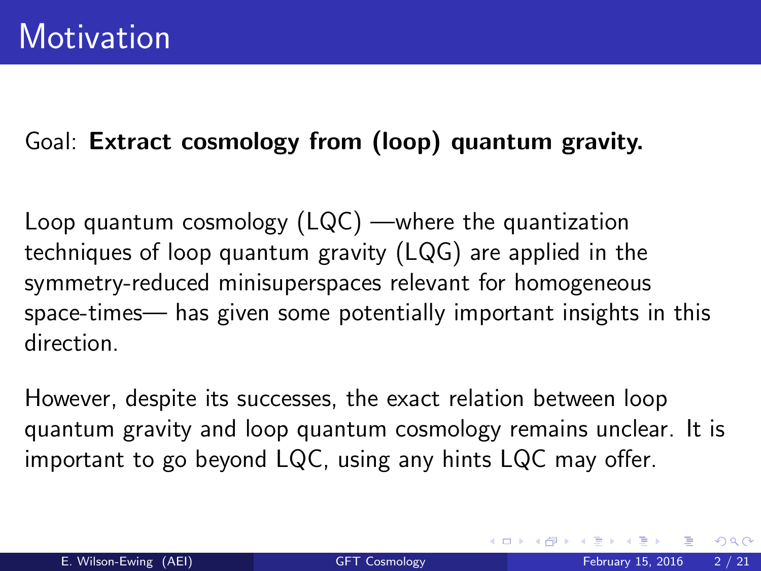# Motivation

Goal: **Extract cosmology from (loop) quantum gravity.**

Loop quantum cosmology (LQC) —where the quantization techniques of loop quantum gravity (LQG) are applied in the symmetry-reduced minisuperspaces relevant for homogeneous space-times— has given some potentially important insights in this direction.

However, despite its successes, the exact relation between loop quantum gravity and loop quantum cosmology remains unclear. It is important to go beyond LQC, using any hints LQC may offer.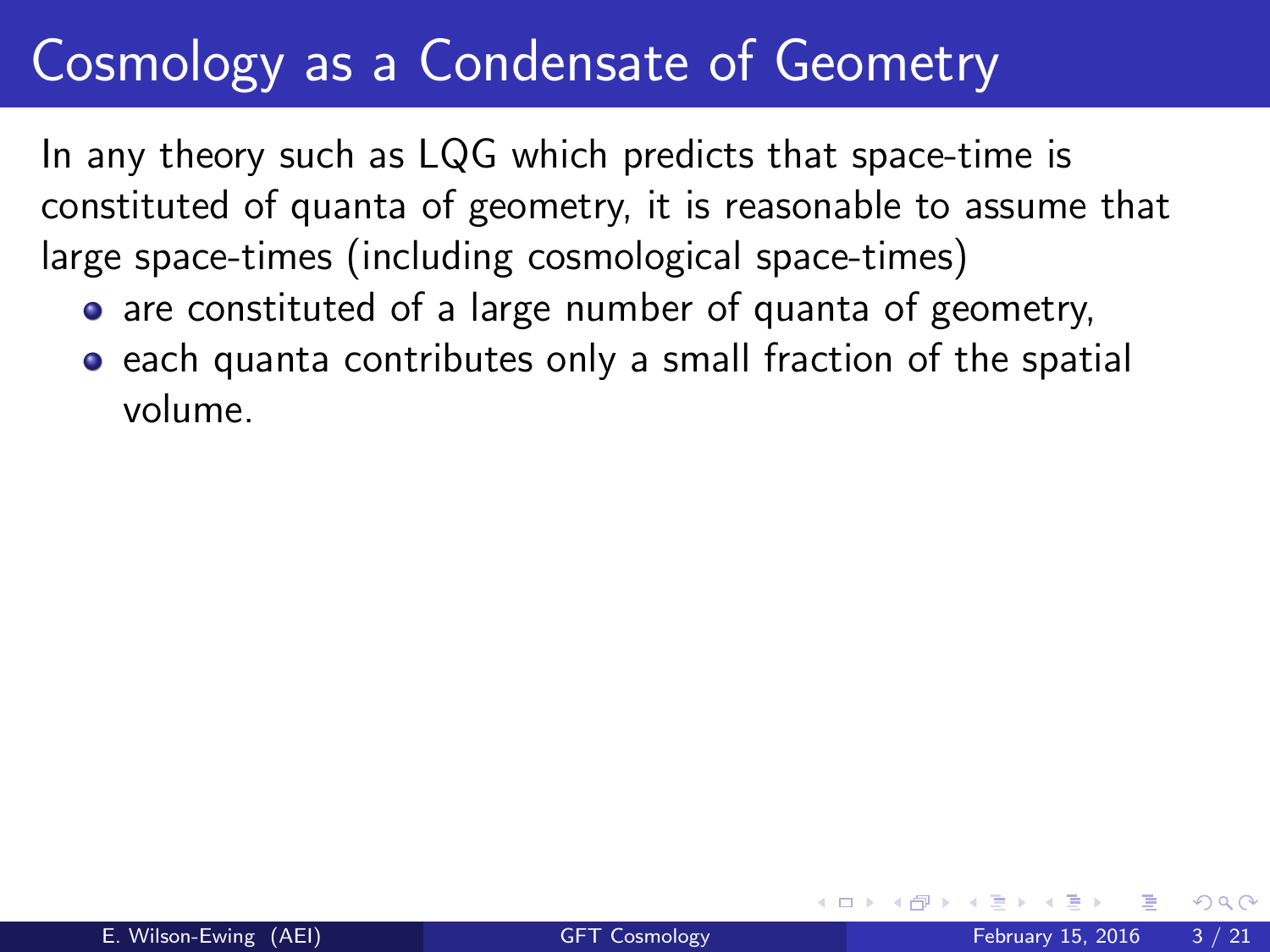# Cosmology as a Condensate of Geometry

In any theory such as LQG which predicts that space-time is constituted of quanta of geometry, it is reasonable to assume that large space-times (including cosmological space-times)

- are constituted of a large number of quanta of geometry,
- each quanta contributes only a small fraction of the spatial volume.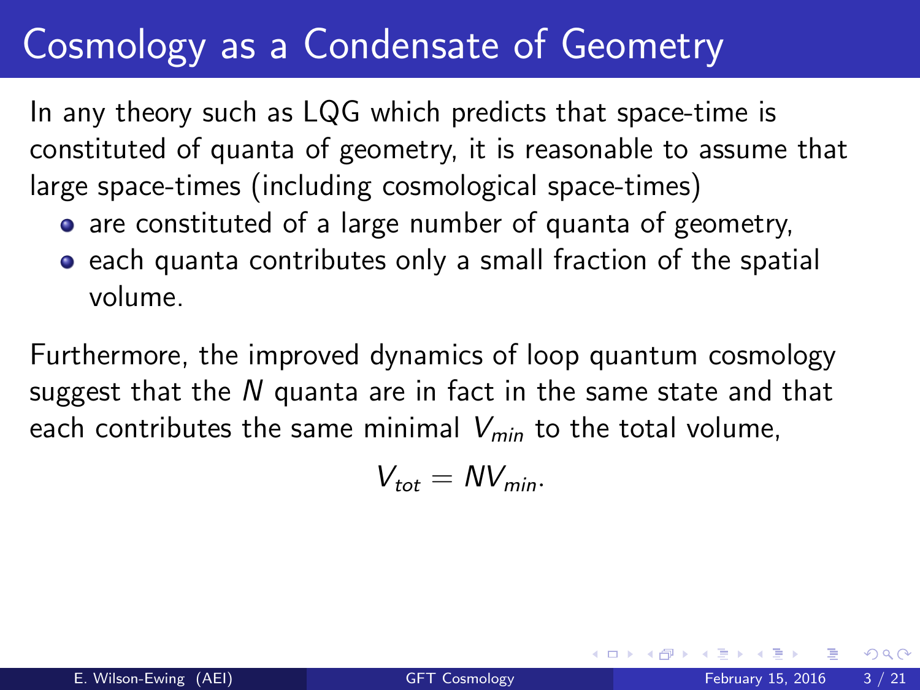# Cosmology as a Condensate of Geometry

In any theory such as LQG which predicts that space-time is constituted of quanta of geometry, it is reasonable to assume that large space-times (including cosmological space-times)

- are constituted of a large number of quanta of geometry,
- each quanta contributes only a small fraction of the spatial volume.

Furthermore, the improved dynamics of loop quantum cosmology suggest that the $N$ quanta are in fact in the same state and that each contributes the same minimal $V_{min}$ to the total volume,

$$V_{tot} = N V_{min}.$$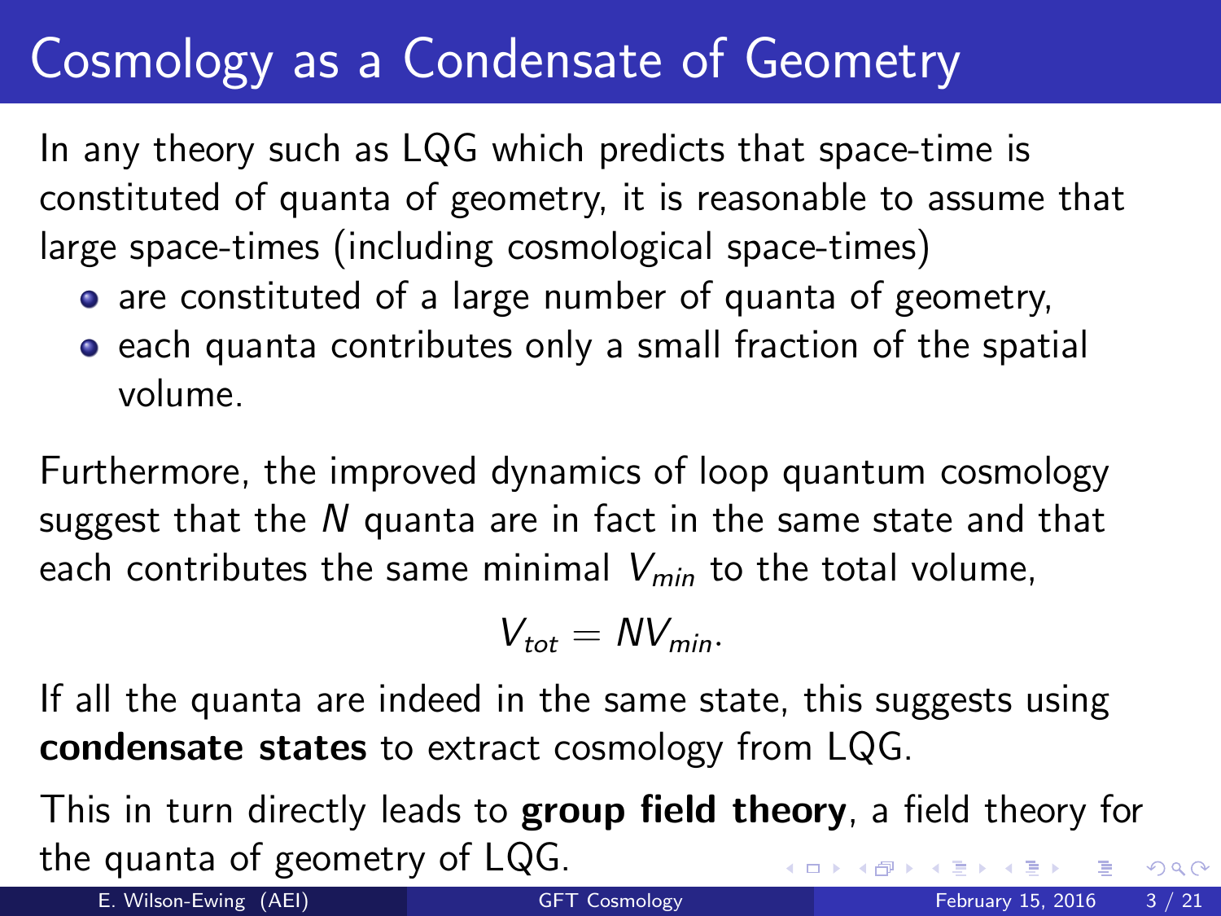# Cosmology as a Condensate of Geometry

In any theory such as LQG which predicts that space-time is constituted of quanta of geometry, it is reasonable to assume that large space-times (including cosmological space-times)

- are constituted of a large number of quanta of geometry,
- each quanta contributes only a small fraction of the spatial volume.

Furthermore, the improved dynamics of loop quantum cosmology suggest that the $N$ quanta are in fact in the same state and that each contributes the same minimal $V_{min}$ to the total volume,

$$V_{tot} = N V_{min}.$$

If all the quanta are indeed in the same state, this suggests using **condensate states** to extract cosmology from LQG.

This in turn directly leads to **group field theory**, a field theory for the quanta of geometry of LQG.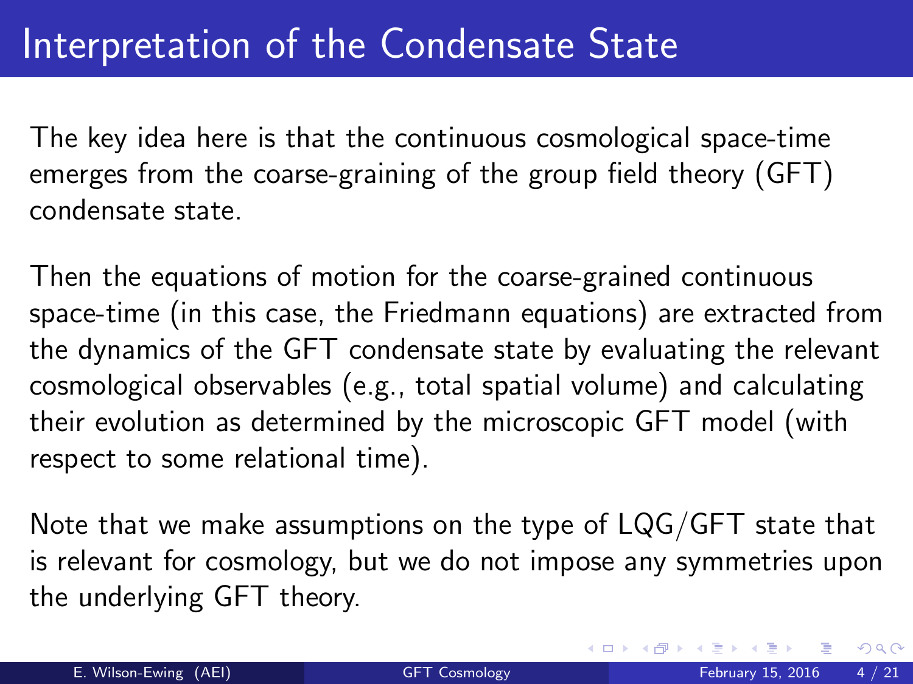# Interpretation of the Condensate State

The key idea here is that the continuous cosmological space-time emerges from the coarse-graining of the group field theory (GFT) condensate state.

Then the equations of motion for the coarse-grained continuous space-time (in this case, the Friedmann equations) are extracted from the dynamics of the GFT condensate state by evaluating the relevant cosmological observables (e.g., total spatial volume) and calculating their evolution as determined by the microscopic GFT model (with respect to some relational time).

Note that we make assumptions on the type of LQG/GFT state that is relevant for cosmology, but we do not impose any symmetries upon the underlying GFT theory.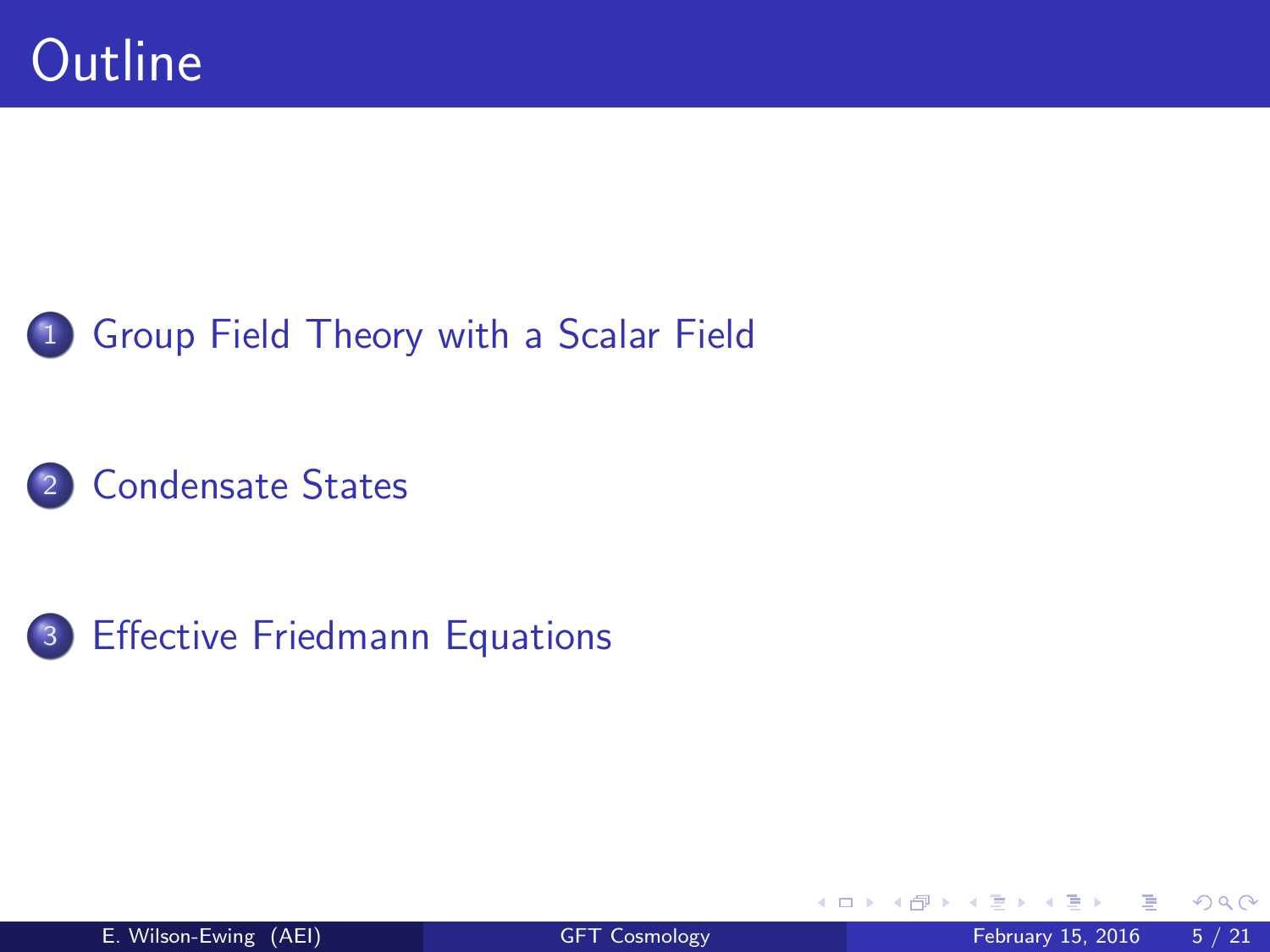# Outline

1. Group Field Theory with a Scalar Field

2. Condensate States

3. Effective Friedmann Equations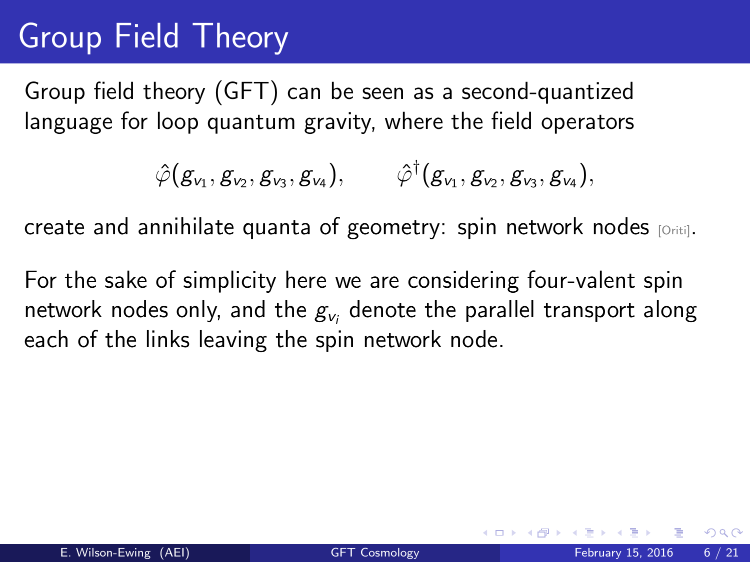# Group Field Theory

Group field theory (GFT) can be seen as a second-quantized language for loop quantum gravity, where the field operators

$$\hat{\varphi}(g_{v_1}, g_{v_2}, g_{v_3}, g_{v_4}), \qquad \hat{\varphi}^\dagger(g_{v_1}, g_{v_2}, g_{v_3}, g_{v_4}),$$

create and annihilate quanta of geometry: spin network nodes [Oriti].

For the sake of simplicity here we are considering four-valent spin network nodes only, and the $g_{v_i}$ denote the parallel transport along each of the links leaving the spin network node.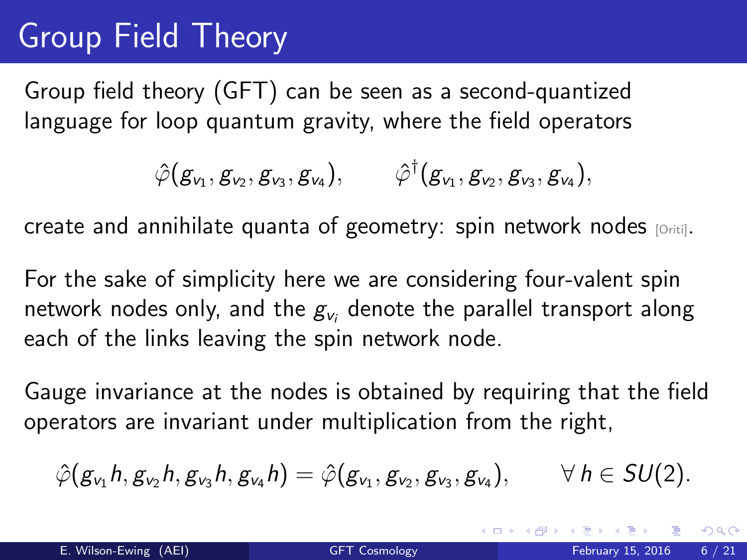# Group Field Theory

Group field theory (GFT) can be seen as a second-quantized language for loop quantum gravity, where the field operators

$$\hat{\varphi}(g_{v_1}, g_{v_2}, g_{v_3}, g_{v_4}), \qquad \hat{\varphi}^\dagger(g_{v_1}, g_{v_2}, g_{v_3}, g_{v_4}),$$

create and annihilate quanta of geometry: spin network nodes [Oriti].

For the sake of simplicity here we are considering four-valent spin network nodes only, and the $g_{v_i}$ denote the parallel transport along each of the links leaving the spin network node.

Gauge invariance at the nodes is obtained by requiring that the field operators are invariant under multiplication from the right,

$$\hat{\varphi}(g_{v_1}h, g_{v_2}h, g_{v_3}h, g_{v_4}h) = \hat{\varphi}(g_{v_1}, g_{v_2}, g_{v_3}, g_{v_4}), \qquad \forall\, h \in SU(2).$$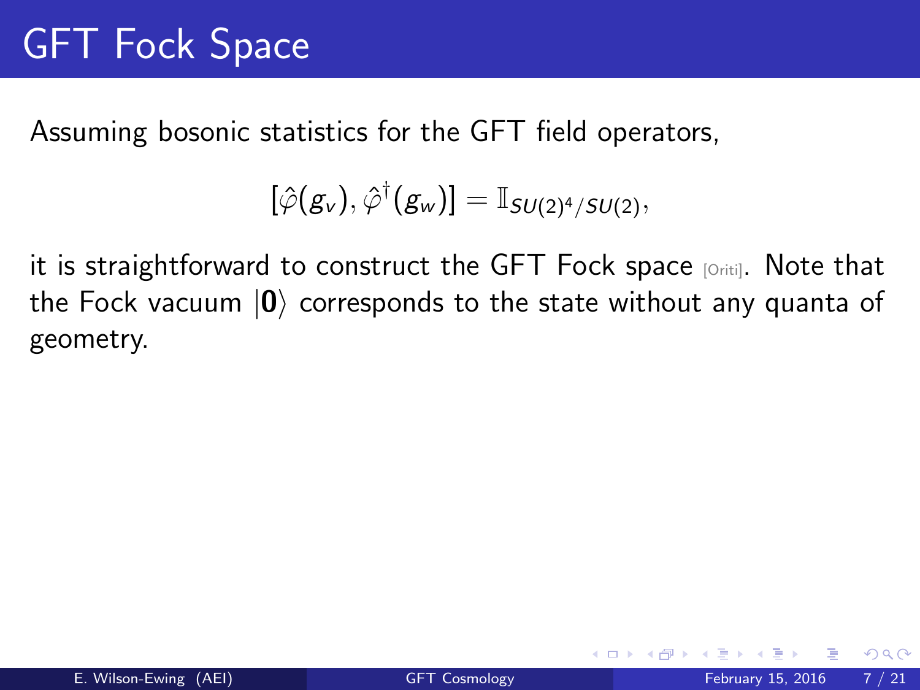# GFT Fock Space

Assuming bosonic statistics for the GFT field operators,

$$[\hat{\varphi}(g_v), \hat{\varphi}^\dagger(g_w)] = \mathbb{I}_{SU(2)^4/SU(2)},$$

it is straightforward to construct the GFT Fock space [Oriti]. Note that the Fock vacuum $|\mathbf{0}\rangle$ corresponds to the state without any quanta of geometry.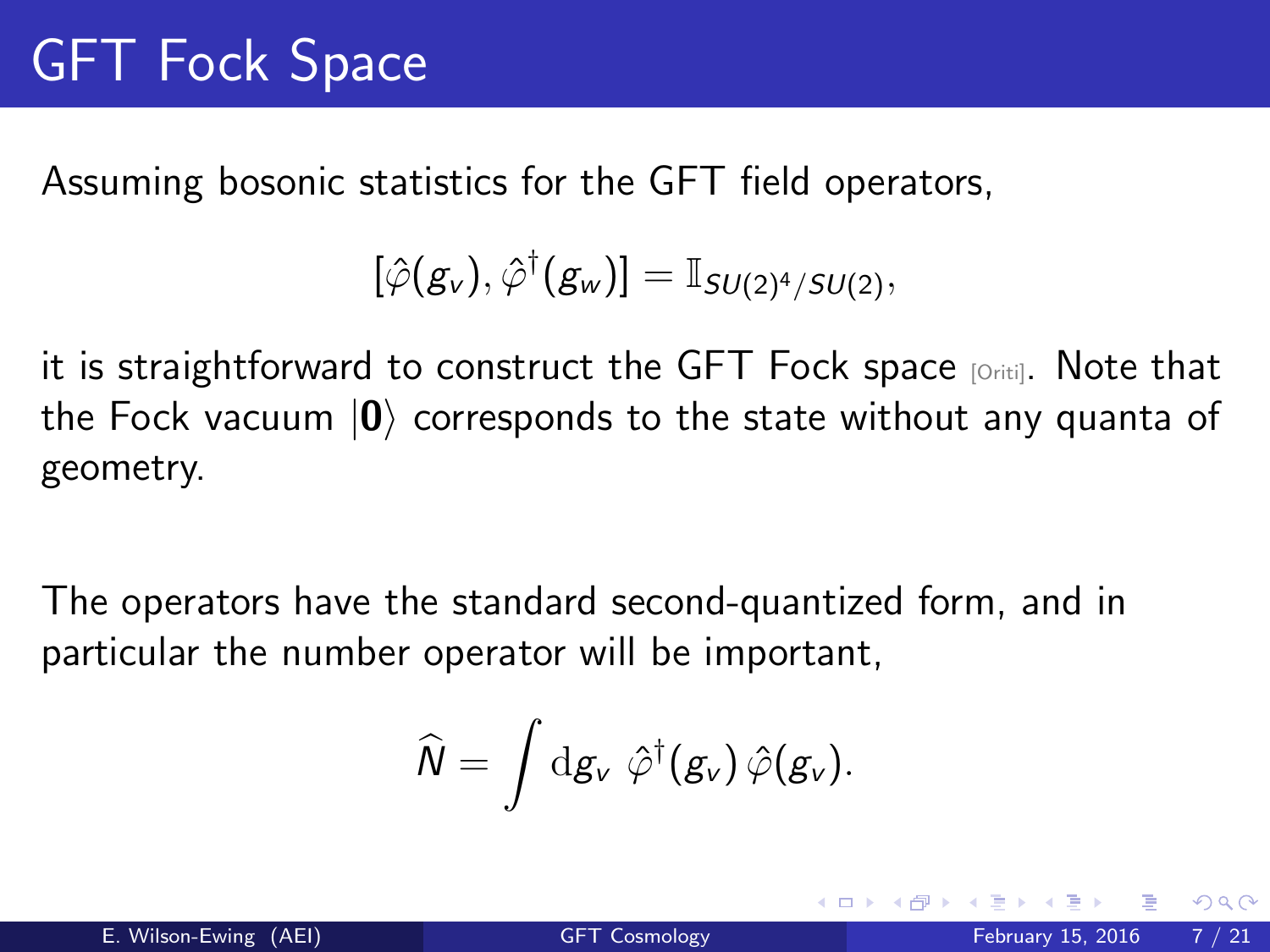# GFT Fock Space

Assuming bosonic statistics for the GFT field operators,

$$[\hat{\varphi}(g_v), \hat{\varphi}^\dagger(g_w)] = \mathbb{I}_{SU(2)^4/SU(2)},$$

it is straightforward to construct the GFT Fock space [Oriti]. Note that the Fock vacuum $|\mathbf{0}\rangle$ corresponds to the state without any quanta of geometry.

The operators have the standard second-quantized form, and in particular the number operator will be important,

$$\widehat{N} = \int \mathrm{d}g_v \; \hat{\varphi}^\dagger(g_v) \, \hat{\varphi}(g_v).$$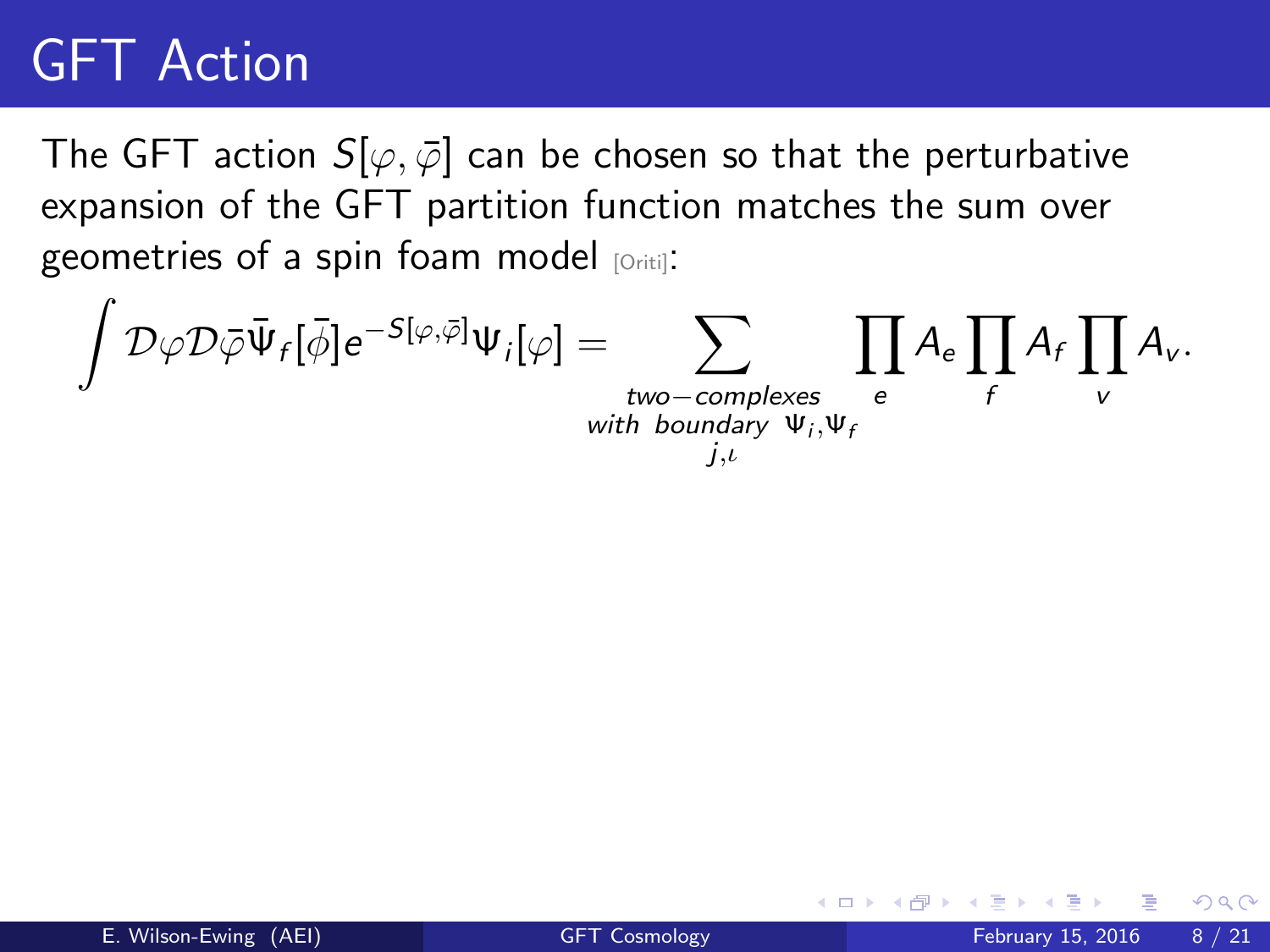# GFT Action

The GFT action $S[\varphi, \bar{\varphi}]$ can be chosen so that the perturbative expansion of the GFT partition function matches the sum over geometries of a spin foam model [Oriti]:

$$\int \mathcal{D}\varphi \mathcal{D}\bar{\varphi} \bar{\Psi}_f[\bar{\phi}] e^{-S[\varphi,\bar{\varphi}]} \Psi_i[\varphi] = \sum_{\substack{two-complexes \\ with\ boundary\ \Psi_i, \Psi_f \\ j, \iota}} \prod_e A_e \prod_f A_f \prod_v A_v .$$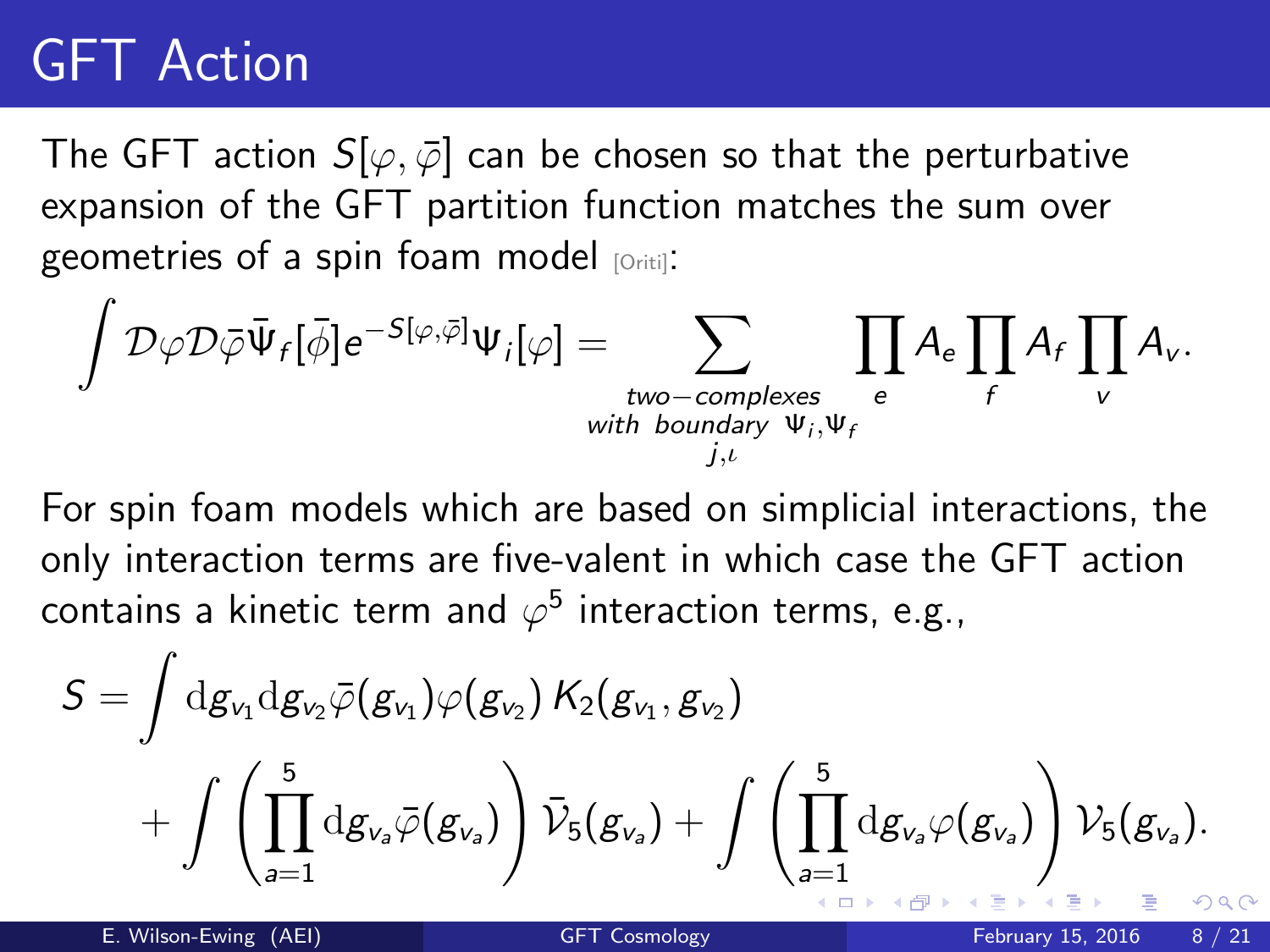# GFT Action

The GFT action $S[\varphi, \bar{\varphi}]$ can be chosen so that the perturbative expansion of the GFT partition function matches the sum over geometries of a spin foam model [Oriti]:

$$\int \mathcal{D}\varphi \mathcal{D}\bar{\varphi} \bar{\Psi}_f[\bar{\phi}] e^{-S[\varphi,\bar{\varphi}]} \Psi_i[\varphi] = \sum_{\substack{two-complexes \\ with\ boundary\ \Psi_i, \Psi_f \\ j, \iota}} \prod_e A_e \prod_f A_f \prod_v A_v.$$

For spin foam models which are based on simplicial interactions, the only interaction terms are five-valent in which case the GFT action contains a kinetic term and $\varphi^5$ interaction terms, e.g.,

$$S = \int \mathrm{d}g_{v_1} \mathrm{d}g_{v_2} \bar{\varphi}(g_{v_1}) \varphi(g_{v_2}) \, K_2(g_{v_1}, g_{v_2})$$
$$+ \int \left( \prod_{a=1}^{5} \mathrm{d}g_{v_a} \bar{\varphi}(g_{v_a}) \right) \bar{\mathcal{V}}_5(g_{v_a}) + \int \left( \prod_{a=1}^{5} \mathrm{d}g_{v_a} \varphi(g_{v_a}) \right) \mathcal{V}_5(g_{v_a}).$$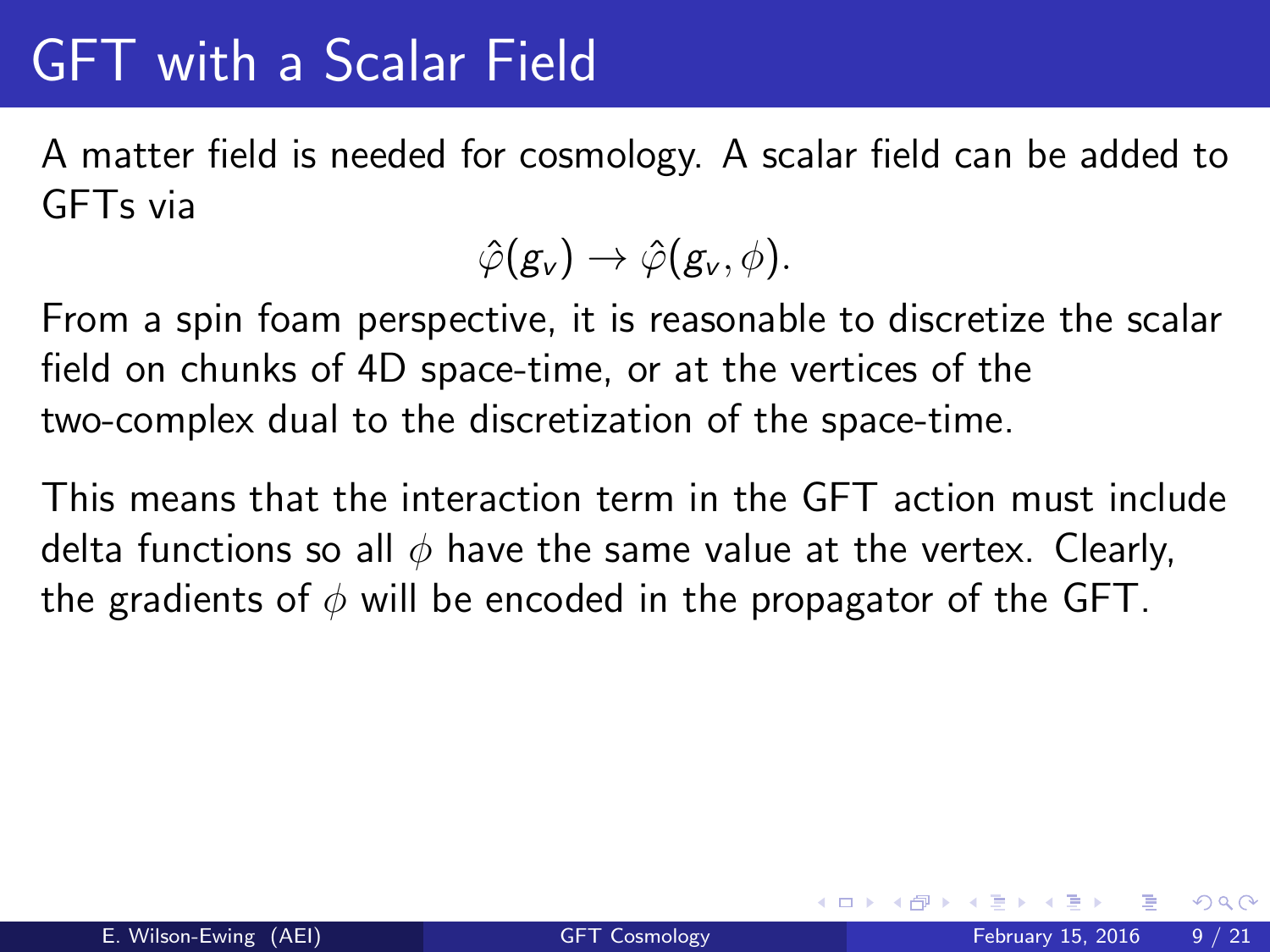# GFT with a Scalar Field

A matter field is needed for cosmology. A scalar field can be added to GFTs via

$$\hat{\varphi}(g_v) \to \hat{\varphi}(g_v, \phi).$$

From a spin foam perspective, it is reasonable to discretize the scalar field on chunks of 4D space-time, or at the vertices of the two-complex dual to the discretization of the space-time.

This means that the interaction term in the GFT action must include delta functions so all $\phi$ have the same value at the vertex. Clearly, the gradients of $\phi$ will be encoded in the propagator of the GFT.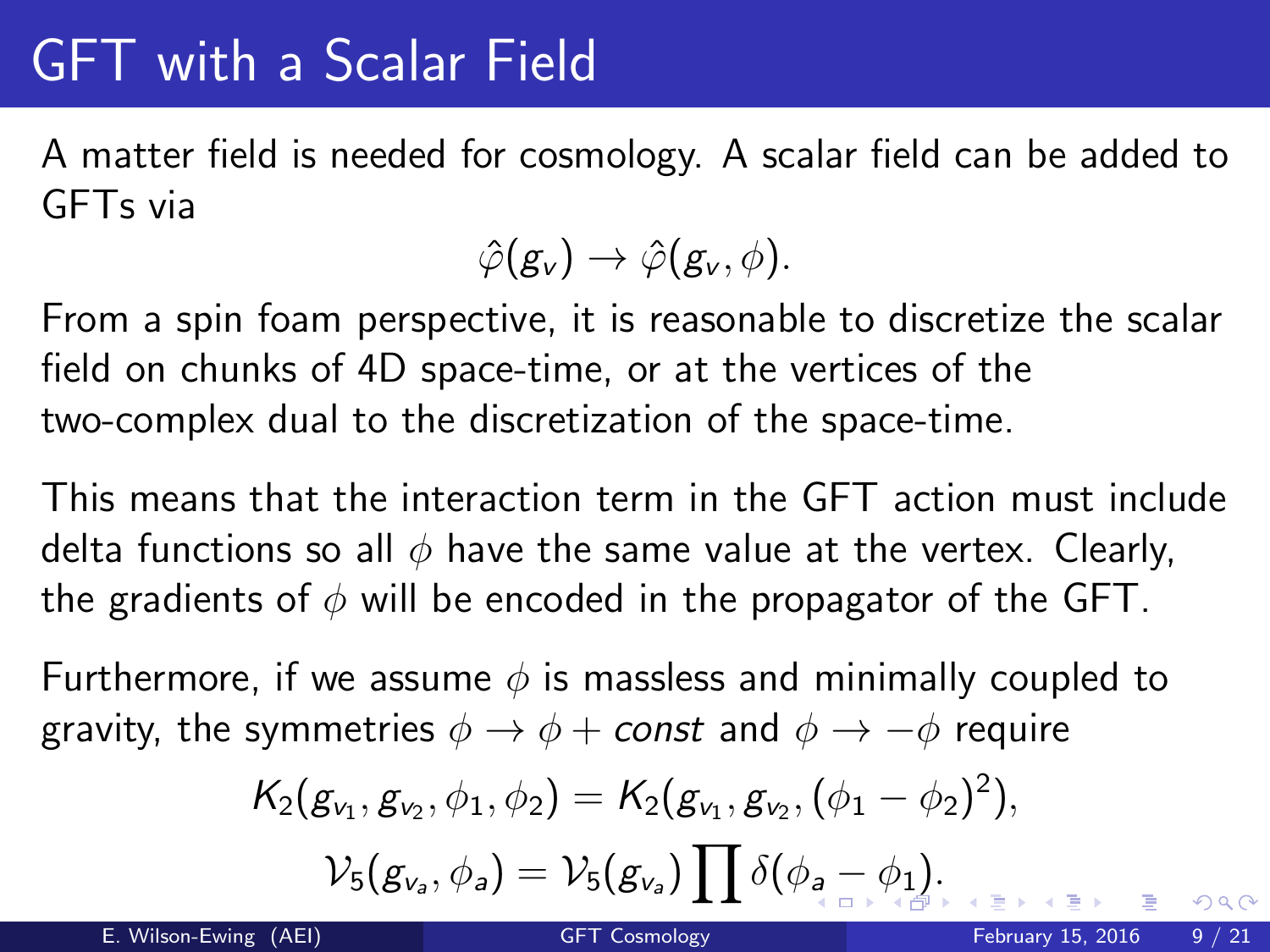# GFT with a Scalar Field

A matter field is needed for cosmology. A scalar field can be added to GFTs via

$$\hat{\varphi}(g_v) \to \hat{\varphi}(g_v, \phi).$$

From a spin foam perspective, it is reasonable to discretize the scalar field on chunks of 4D space-time, or at the vertices of the two-complex dual to the discretization of the space-time.

This means that the interaction term in the GFT action must include delta functions so all $\phi$ have the same value at the vertex. Clearly, the gradients of $\phi$ will be encoded in the propagator of the GFT.

Furthermore, if we assume $\phi$ is massless and minimally coupled to gravity, the symmetries $\phi \to \phi + \mathit{const}$ and $\phi \to -\phi$ require

$$K_2(g_{v_1}, g_{v_2}, \phi_1, \phi_2) = K_2(g_{v_1}, g_{v_2}, (\phi_1 - \phi_2)^2),$$

$$\mathcal{V}_5(g_{v_a}, \phi_a) = \mathcal{V}_5(g_{v_a}) \prod \delta(\phi_a - \phi_1).$$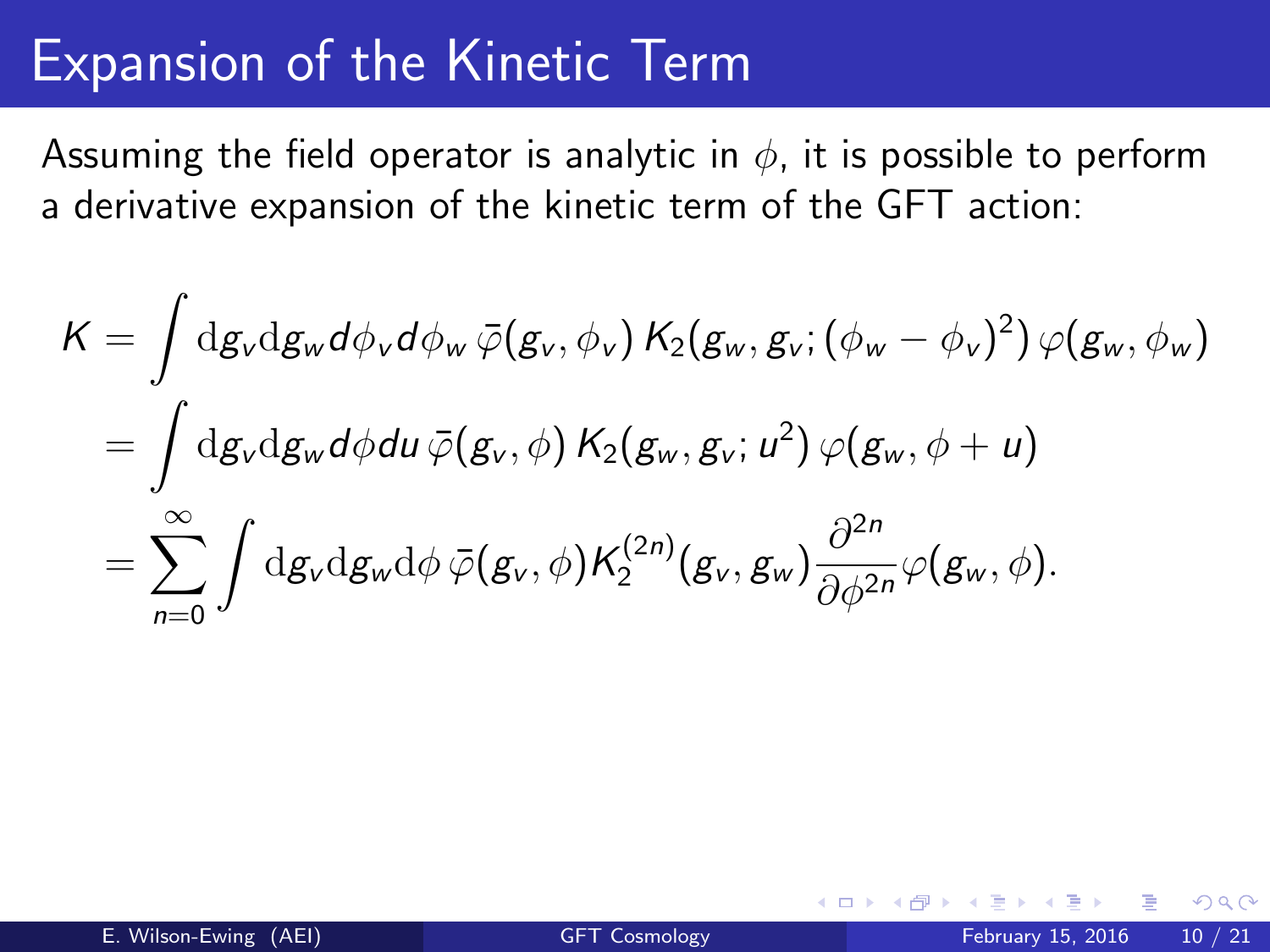# Expansion of the Kinetic Term

Assuming the field operator is analytic in $\phi$, it is possible to perform a derivative expansion of the kinetic term of the GFT action:

$$
\begin{aligned}
K &= \int \mathrm{d}g_v \mathrm{d}g_w d\phi_v d\phi_w \, \bar{\varphi}(g_v, \phi_v) \, K_2(g_w, g_v; (\phi_w - \phi_v)^2) \, \varphi(g_w, \phi_w) \\
&= \int \mathrm{d}g_v \mathrm{d}g_w d\phi du \, \bar{\varphi}(g_v, \phi) \, K_2(g_w, g_v; u^2) \, \varphi(g_w, \phi + u) \\
&= \sum_{n=0}^{\infty} \int \mathrm{d}g_v \mathrm{d}g_w \mathrm{d}\phi \, \bar{\varphi}(g_v, \phi) K_2^{(2n)}(g_v, g_w) \frac{\partial^{2n}}{\partial \phi^{2n}} \varphi(g_w, \phi).
\end{aligned}
$$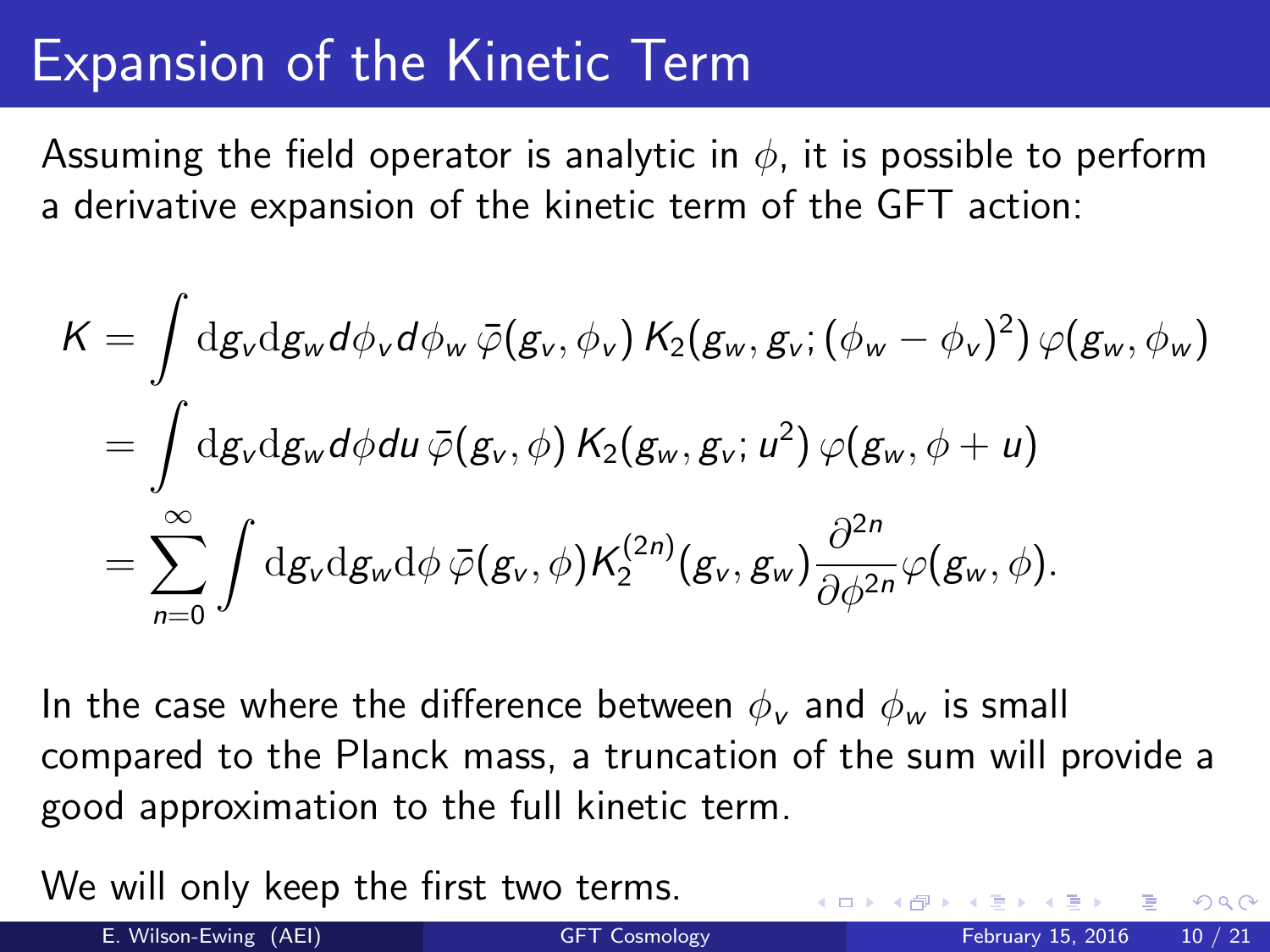# Expansion of the Kinetic Term

Assuming the field operator is analytic in $\phi$, it is possible to perform a derivative expansion of the kinetic term of the GFT action:

$$
\begin{aligned}
K &= \int \mathrm{d}g_v \mathrm{d}g_w d\phi_v d\phi_w \, \bar{\varphi}(g_v, \phi_v) \, K_2(g_w, g_v; (\phi_w - \phi_v)^2) \, \varphi(g_w, \phi_w) \\
&= \int \mathrm{d}g_v \mathrm{d}g_w d\phi du \, \bar{\varphi}(g_v, \phi) \, K_2(g_w, g_v; u^2) \, \varphi(g_w, \phi + u) \\
&= \sum_{n=0}^{\infty} \int \mathrm{d}g_v \mathrm{d}g_w \mathrm{d}\phi \, \bar{\varphi}(g_v, \phi) K_2^{(2n)}(g_v, g_w) \frac{\partial^{2n}}{\partial \phi^{2n}} \varphi(g_w, \phi).
\end{aligned}
$$

In the case where the difference between $\phi_v$ and $\phi_w$ is small compared to the Planck mass, a truncation of the sum will provide a good approximation to the full kinetic term.

We will only keep the first two terms.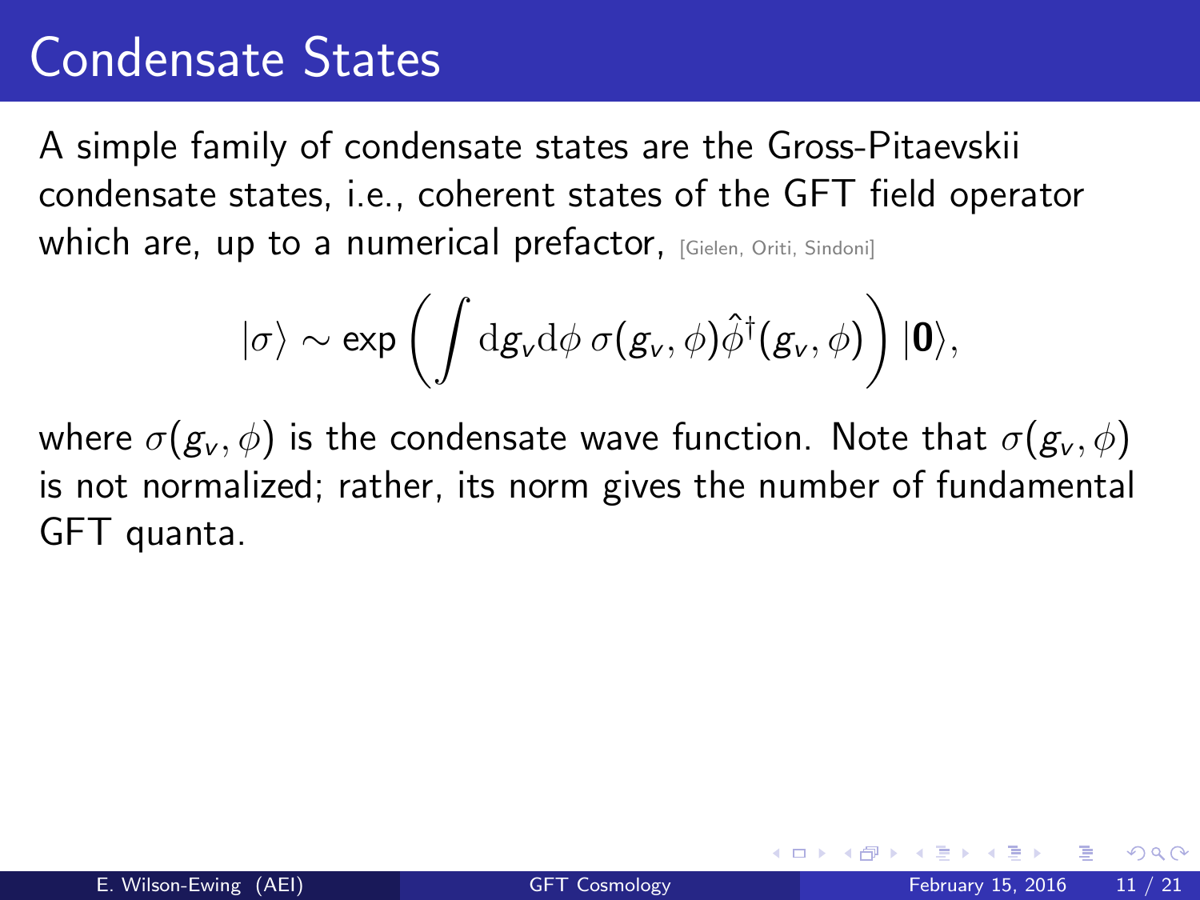# Condensate States

A simple family of condensate states are the Gross-Pitaevskii condensate states, i.e., coherent states of the GFT field operator which are, up to a numerical prefactor, [Gielen, Oriti, Sindoni]

$$|\sigma\rangle \sim \exp\left(\int \mathrm{d}g_v \mathrm{d}\phi \, \sigma(g_v, \phi)\hat{\phi}^\dagger(g_v, \phi)\right)|\mathbf{0}\rangle,$$

where $\sigma(g_v, \phi)$ is the condensate wave function. Note that $\sigma(g_v, \phi)$ is not normalized; rather, its norm gives the number of fundamental GFT quanta.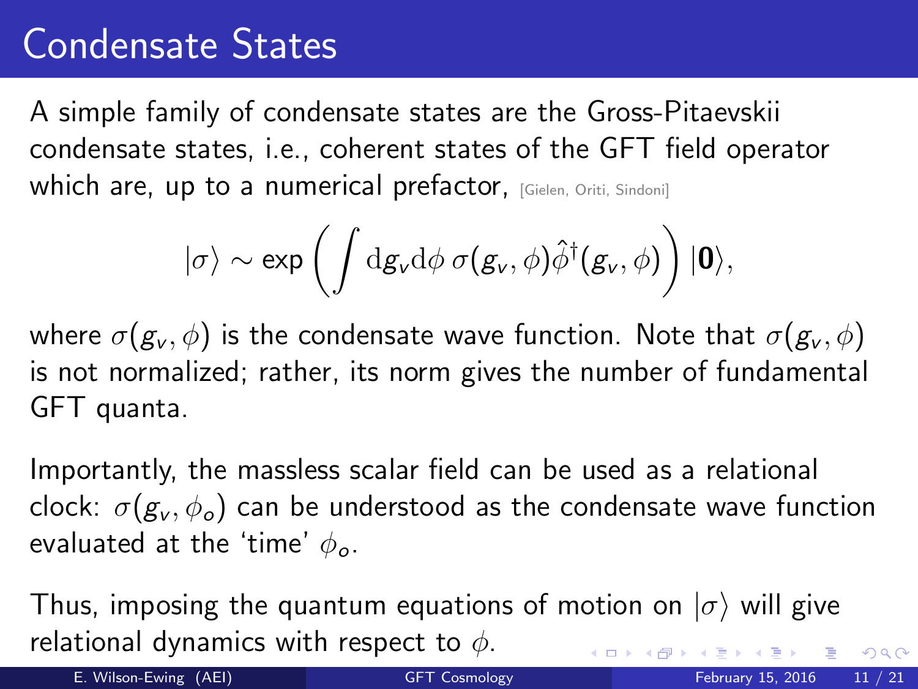# Condensate States

A simple family of condensate states are the Gross-Pitaevskii condensate states, i.e., coherent states of the GFT field operator which are, up to a numerical prefactor, [Gielen, Oriti, Sindoni]

$$|\sigma\rangle \sim \exp\left(\int \mathrm{d}g_v \mathrm{d}\phi \, \sigma(g_v, \phi) \hat{\phi}^\dagger(g_v, \phi)\right) |\mathbf{0}\rangle,$$

where $\sigma(g_v, \phi)$ is the condensate wave function. Note that $\sigma(g_v, \phi)$ is not normalized; rather, its norm gives the number of fundamental GFT quanta.

Importantly, the massless scalar field can be used as a relational clock: $\sigma(g_v, \phi_o)$ can be understood as the condensate wave function evaluated at the 'time' $\phi_o$.

Thus, imposing the quantum equations of motion on $|\sigma\rangle$ will give relational dynamics with respect to $\phi$.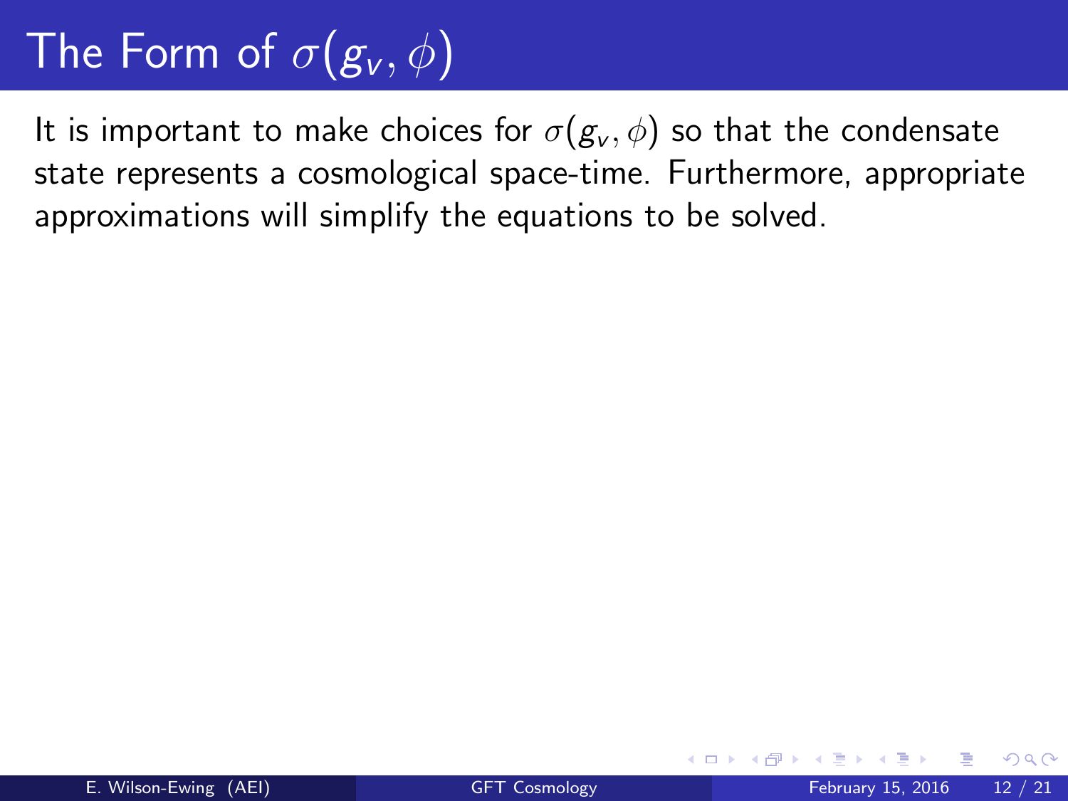# The Form of $\sigma(g_v, \phi)$

It is important to make choices for $\sigma(g_v, \phi)$ so that the condensate state represents a cosmological space-time. Furthermore, appropriate approximations will simplify the equations to be solved.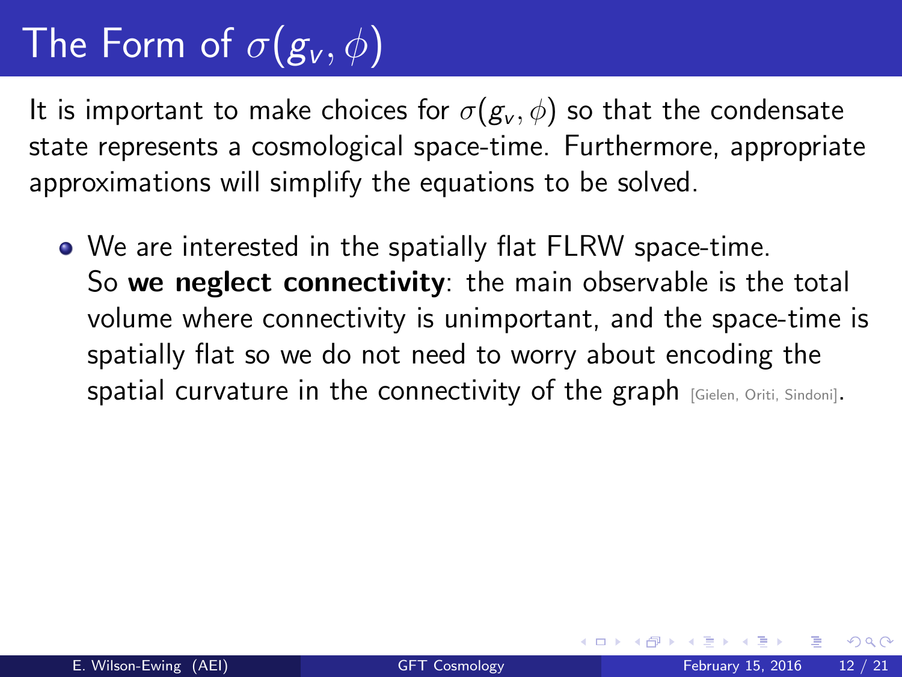# The Form of $\sigma(g_v, \phi)$

It is important to make choices for $\sigma(g_v, \phi)$ so that the condensate state represents a cosmological space-time. Furthermore, appropriate approximations will simplify the equations to be solved.

- We are interested in the spatially flat FLRW space-time. So **we neglect connectivity**: the main observable is the total volume where connectivity is unimportant, and the space-time is spatially flat so we do not need to worry about encoding the spatial curvature in the connectivity of the graph [Gielen, Oriti, Sindoni].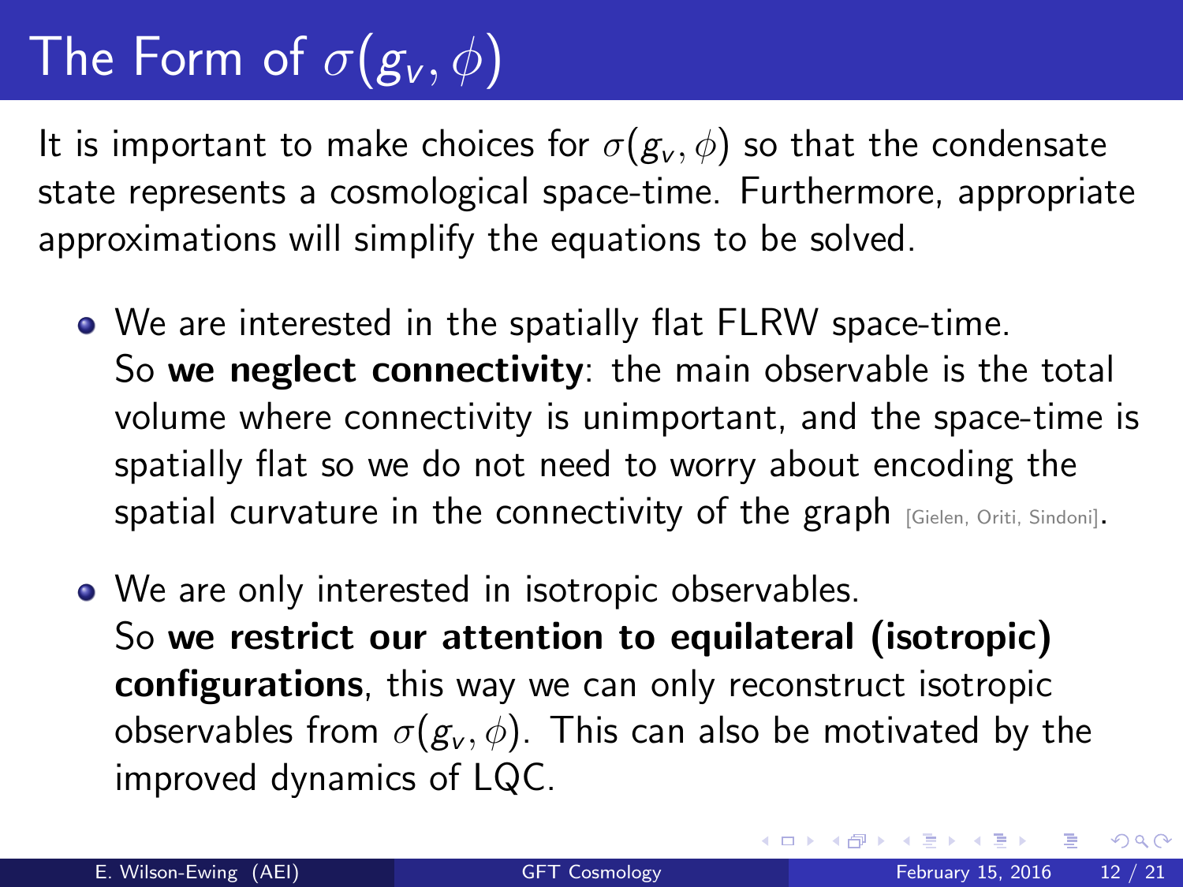# The Form of $\sigma(g_v, \phi)$

It is important to make choices for $\sigma(g_v, \phi)$ so that the condensate state represents a cosmological space-time. Furthermore, appropriate approximations will simplify the equations to be solved.

- We are interested in the spatially flat FLRW space-time. So **we neglect connectivity**: the main observable is the total volume where connectivity is unimportant, and the space-time is spatially flat so we do not need to worry about encoding the spatial curvature in the connectivity of the graph [Gielen, Oriti, Sindoni].

- We are only interested in isotropic observables. So **we restrict our attention to equilateral (isotropic) configurations**, this way we can only reconstruct isotropic observables from $\sigma(g_v, \phi)$. This can also be motivated by the improved dynamics of LQC.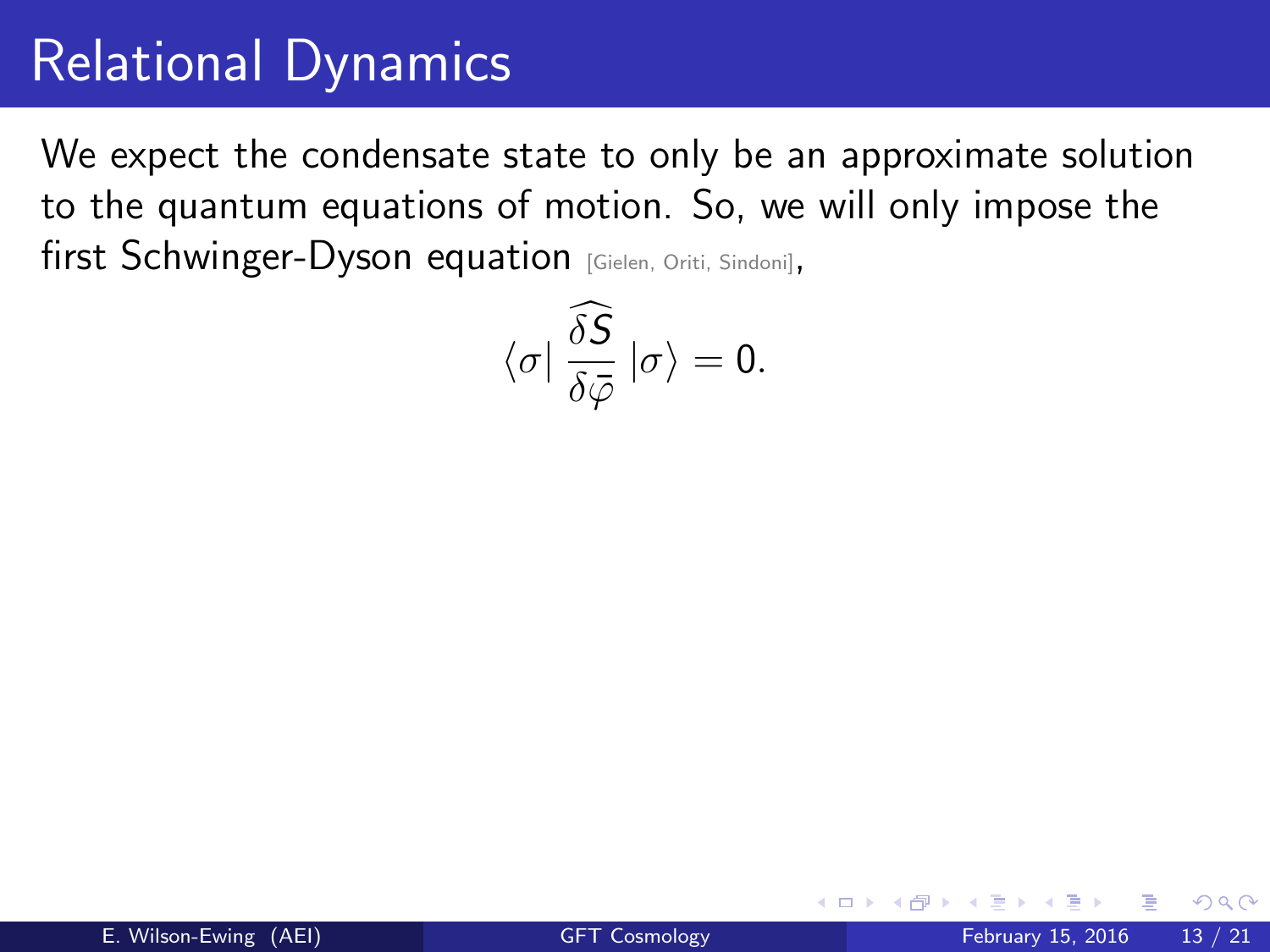# Relational Dynamics

We expect the condensate state to only be an approximate solution to the quantum equations of motion. So, we will only impose the first Schwinger-Dyson equation [Gielen, Oriti, Sindoni],

$$\langle \sigma | \, \widehat{\frac{\delta S}{\delta \bar{\varphi}}} \, | \sigma \rangle = 0.$$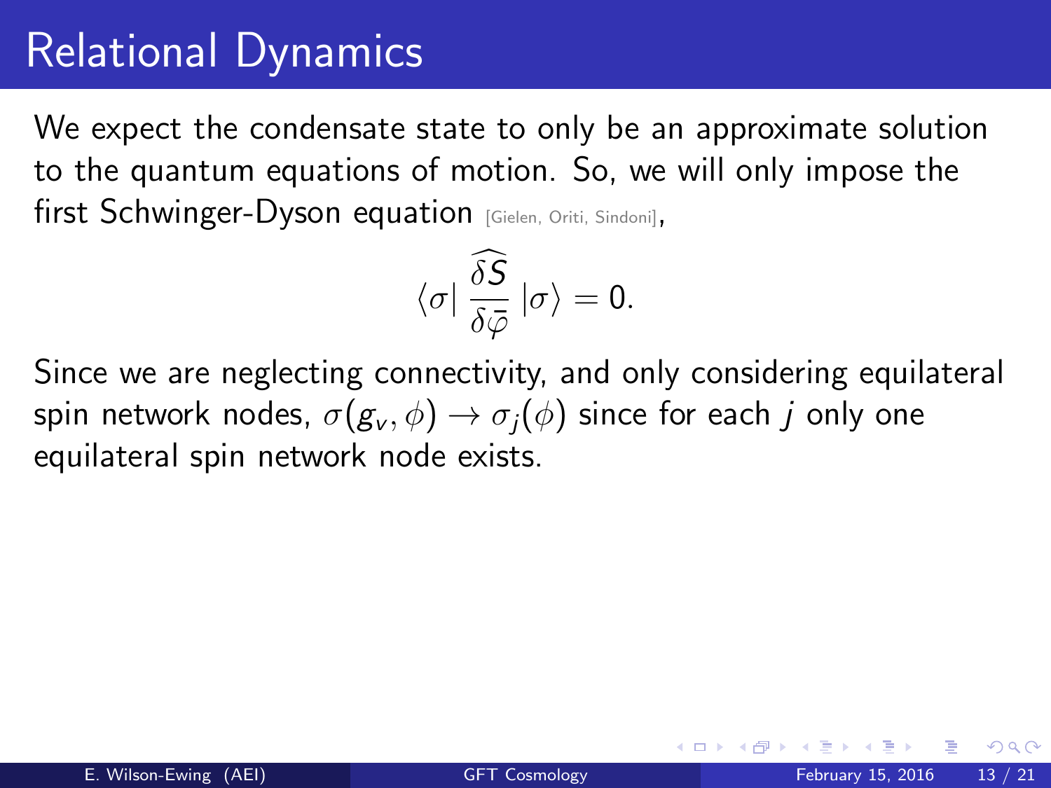# Relational Dynamics

We expect the condensate state to only be an approximate solution to the quantum equations of motion. So, we will only impose the first Schwinger-Dyson equation [Gielen, Oriti, Sindoni],

$$\langle \sigma | \widehat{\frac{\delta S}{\delta \bar{\varphi}}} | \sigma \rangle = 0.$$

Since we are neglecting connectivity, and only considering equilateral spin network nodes, $\sigma(g_v, \phi) \to \sigma_j(\phi)$ since for each $j$ only one equilateral spin network node exists.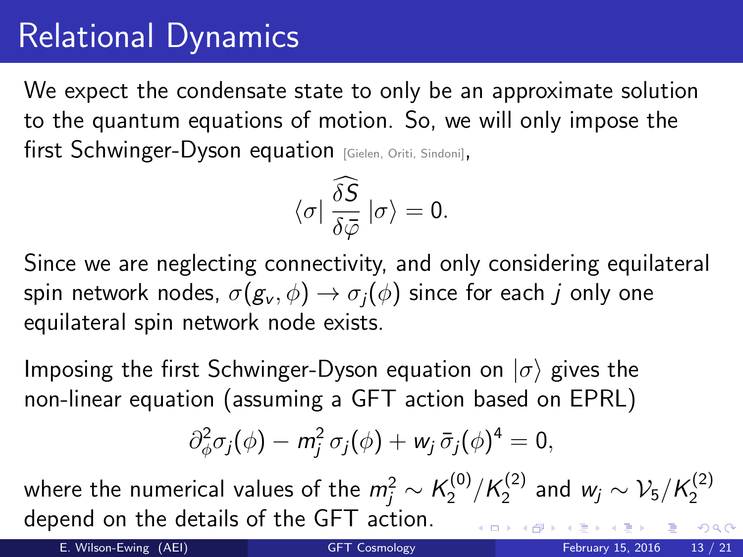# Relational Dynamics

We expect the condensate state to only be an approximate solution to the quantum equations of motion. So, we will only impose the first Schwinger-Dyson equation [Gielen, Oriti, Sindoni],

$$\langle\sigma|\,\widehat{\frac{\delta S}{\delta\bar{\varphi}}}\,|\sigma\rangle = 0.$$

Since we are neglecting connectivity, and only considering equilateral spin network nodes, $\sigma(g_v,\phi)\to\sigma_j(\phi)$ since for each $j$ only one equilateral spin network node exists.

Imposing the first Schwinger-Dyson equation on $|\sigma\rangle$ gives the non-linear equation (assuming a GFT action based on EPRL)

$$\partial_\phi^2\sigma_j(\phi) - m_j^2\,\sigma_j(\phi) + w_j\,\bar{\sigma}_j(\phi)^4 = 0,$$

where the numerical values of the $m_j^2 \sim K_2^{(0)}/K_2^{(2)}$ and $w_j \sim \mathcal{V}_5/K_2^{(2)}$ depend on the details of the GFT action.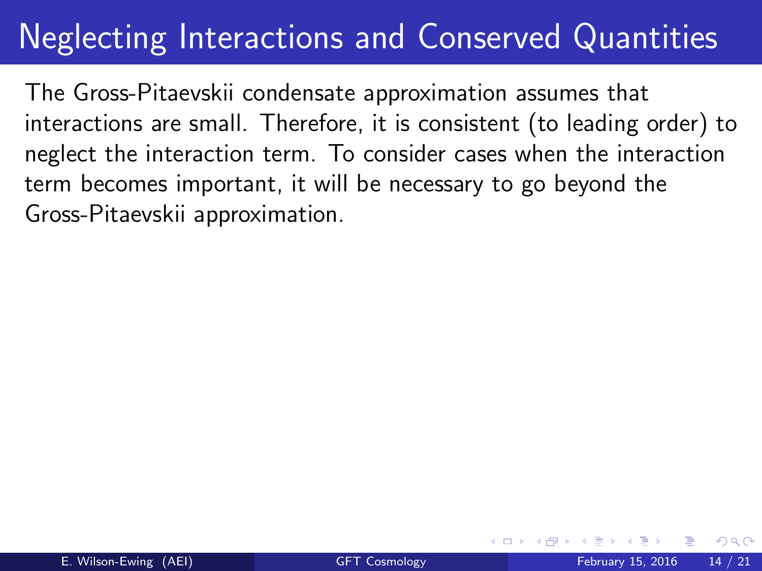# Neglecting Interactions and Conserved Quantities

The Gross-Pitaevskii condensate approximation assumes that interactions are small. Therefore, it is consistent (to leading order) to neglect the interaction term. To consider cases when the interaction term becomes important, it will be necessary to go beyond the Gross-Pitaevskii approximation.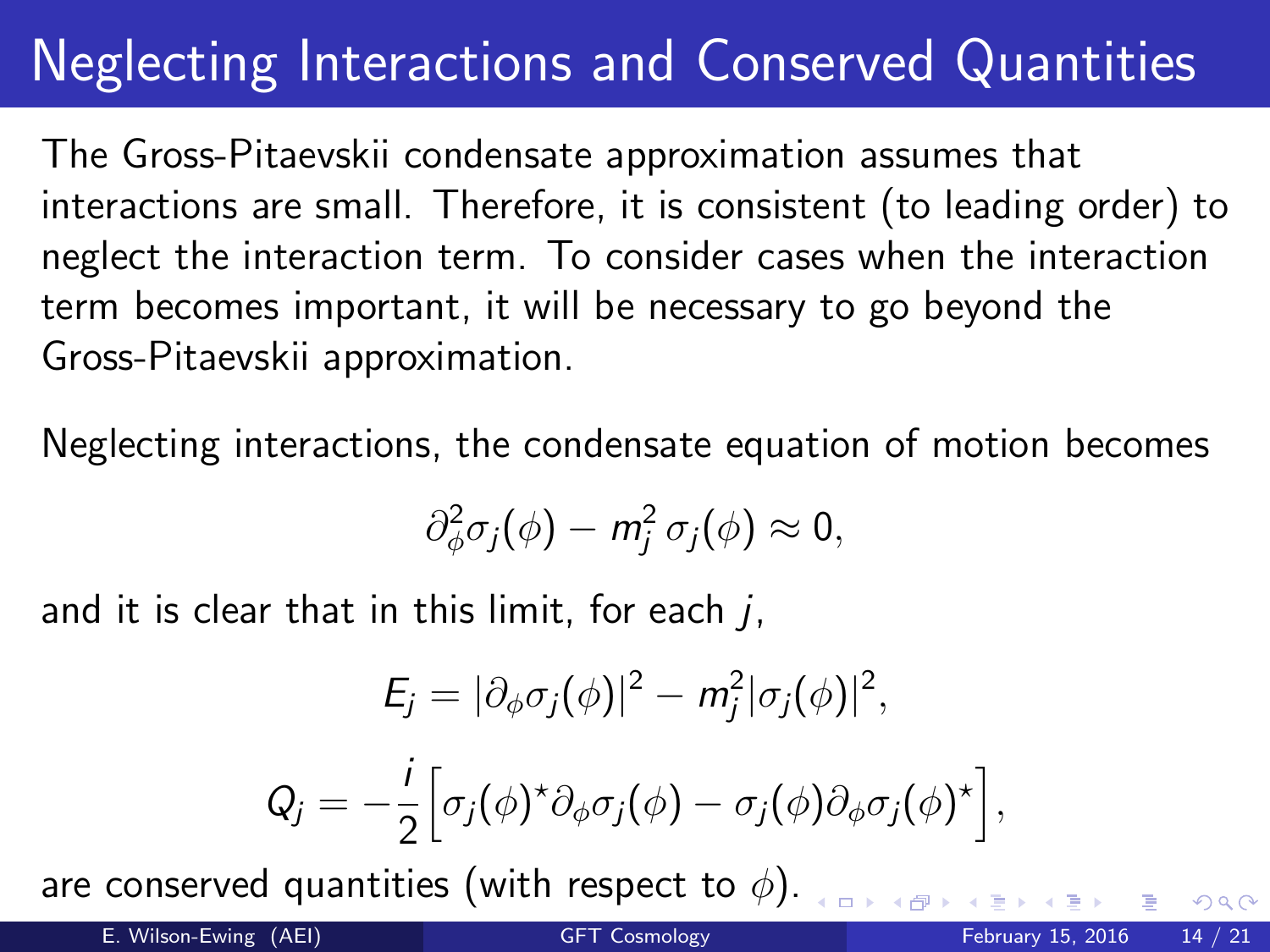# Neglecting Interactions and Conserved Quantities

The Gross-Pitaevskii condensate approximation assumes that interactions are small. Therefore, it is consistent (to leading order) to neglect the interaction term. To consider cases when the interaction term becomes important, it will be necessary to go beyond the Gross-Pitaevskii approximation.

Neglecting interactions, the condensate equation of motion becomes

$$\partial_\phi^2 \sigma_j(\phi) - m_j^2 \, \sigma_j(\phi) \approx 0,$$

and it is clear that in this limit, for each $j$,

$$E_j = |\partial_\phi \sigma_j(\phi)|^2 - m_j^2 |\sigma_j(\phi)|^2,$$

$$Q_j = -\frac{i}{2}\Big[\sigma_j(\phi)^\star \partial_\phi \sigma_j(\phi) - \sigma_j(\phi) \partial_\phi \sigma_j(\phi)^\star\Big],$$

are conserved quantities (with respect to $\phi$).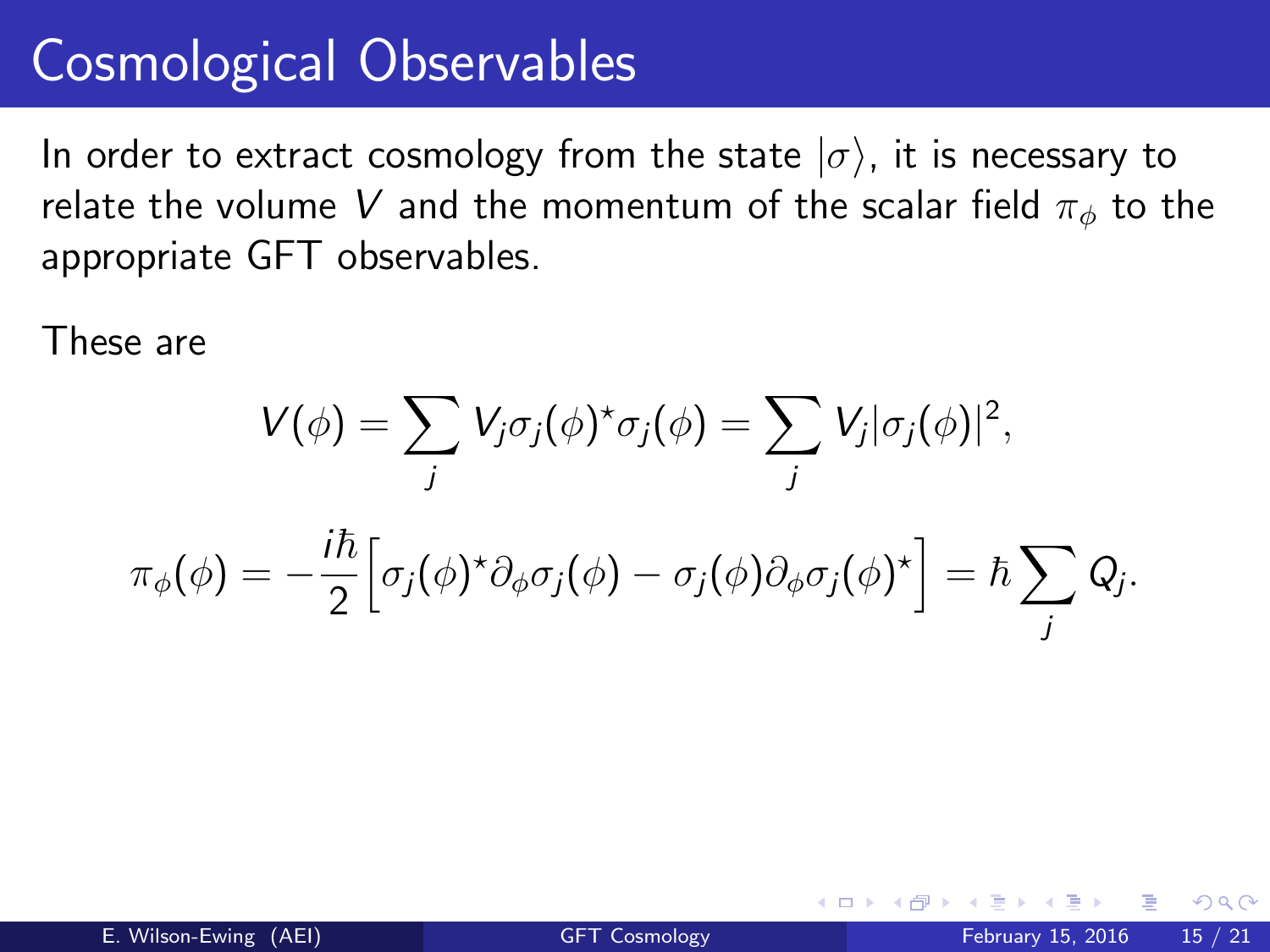# Cosmological Observables

In order to extract cosmology from the state $|\sigma\rangle$, it is necessary to relate the volume $V$ and the momentum of the scalar field $\pi_\phi$ to the appropriate GFT observables.

These are

$$V(\phi) = \sum_j V_j \sigma_j(\phi)^\star \sigma_j(\phi) = \sum_j V_j |\sigma_j(\phi)|^2,$$

$$\pi_\phi(\phi) = -\frac{i\hbar}{2}\Big[\sigma_j(\phi)^\star \partial_\phi \sigma_j(\phi) - \sigma_j(\phi)\partial_\phi \sigma_j(\phi)^\star\Big] = \hbar \sum_j Q_j.$$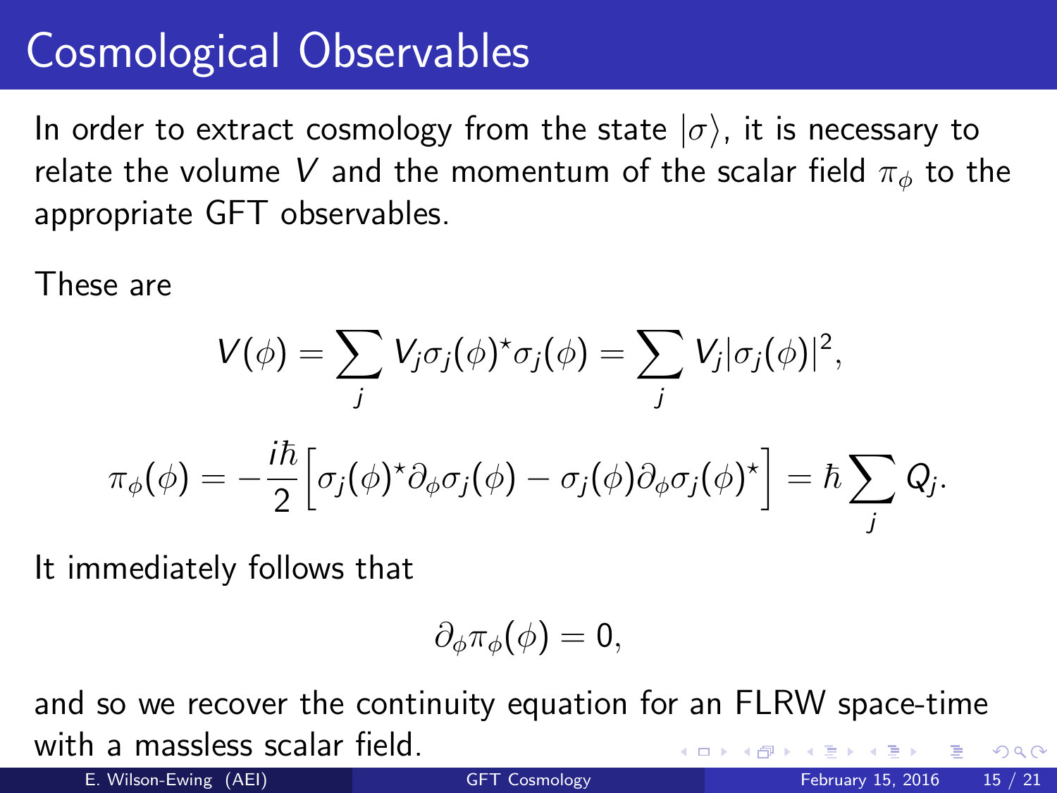# Cosmological Observables

In order to extract cosmology from the state $|\sigma\rangle$, it is necessary to relate the volume $V$ and the momentum of the scalar field $\pi_\phi$ to the appropriate GFT observables.

These are

$$V(\phi) = \sum_j V_j \sigma_j(\phi)^\star \sigma_j(\phi) = \sum_j V_j |\sigma_j(\phi)|^2,$$

$$\pi_\phi(\phi) = -\frac{i\hbar}{2}\Big[\sigma_j(\phi)^\star \partial_\phi \sigma_j(\phi) - \sigma_j(\phi)\partial_\phi \sigma_j(\phi)^\star\Big] = \hbar \sum_j Q_j.$$

It immediately follows that

$$\partial_\phi \pi_\phi(\phi) = 0,$$

and so we recover the continuity equation for an FLRW space-time with a massless scalar field.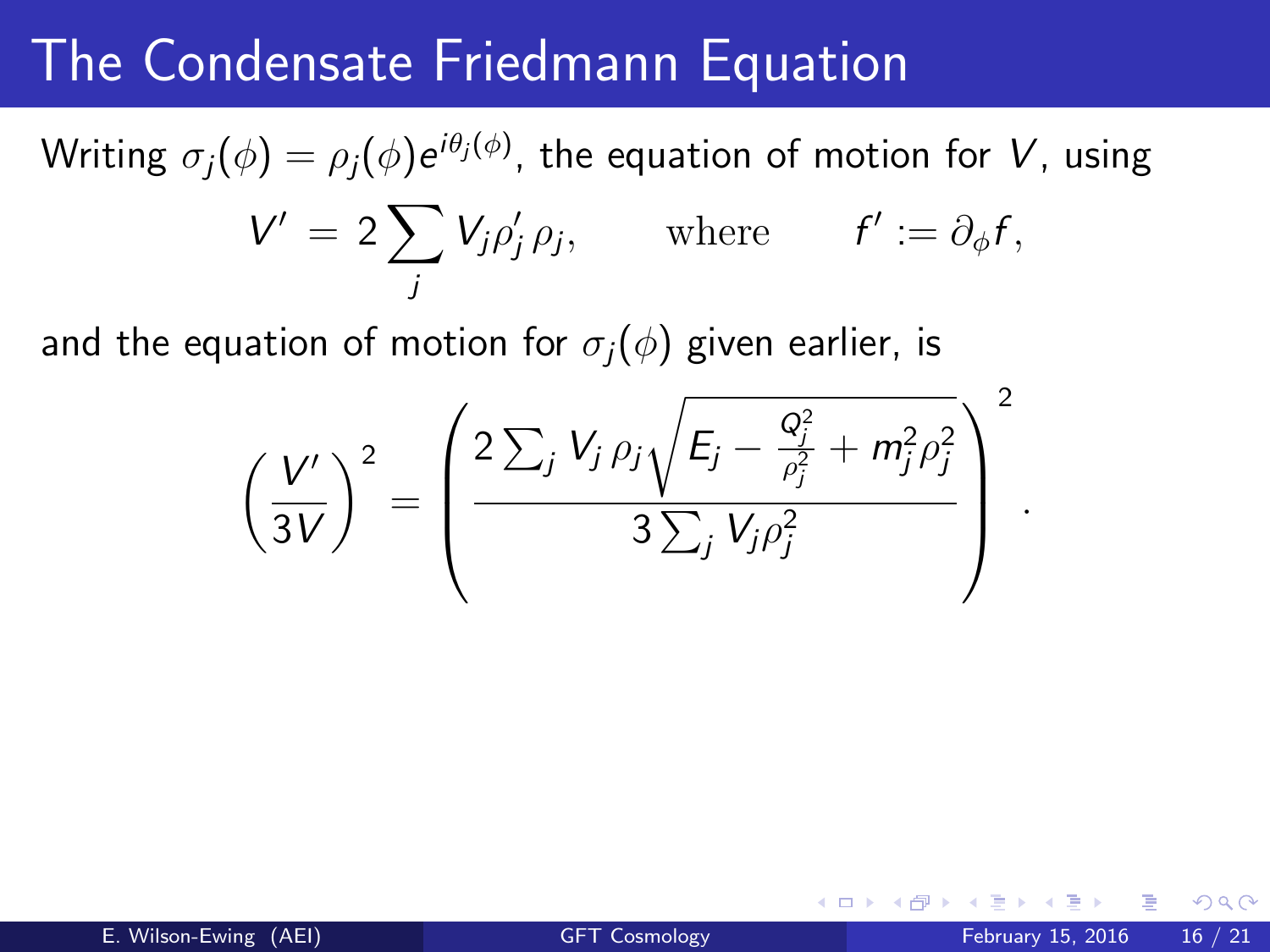# The Condensate Friedmann Equation

Writing $\sigma_j(\phi) = \rho_j(\phi) e^{i\theta_j(\phi)}$, the equation of motion for $V$, using

$$V' = 2 \sum_j V_j \rho_j' \rho_j, \qquad \text{where} \qquad f' := \partial_\phi f,$$

and the equation of motion for $\sigma_j(\phi)$ given earlier, is

$$\left(\frac{V'}{3V}\right)^2 = \left(\frac{2 \sum_j V_j \rho_j \sqrt{E_j - \frac{Q_j^2}{\rho_j^2} + m_j^2 \rho_j^2}}{3 \sum_j V_j \rho_j^2}\right)^2.$$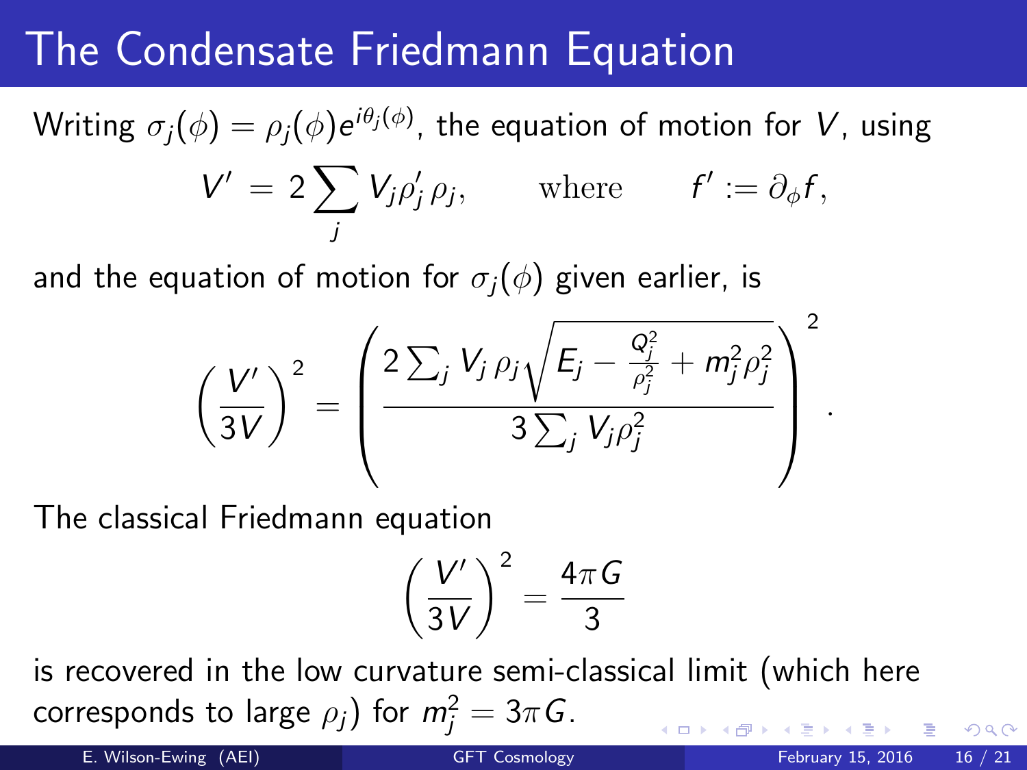# The Condensate Friedmann Equation

Writing $\sigma_j(\phi) = \rho_j(\phi) e^{i\theta_j(\phi)}$, the equation of motion for $V$, using

$$V' = 2 \sum_j V_j \rho_j' \rho_j, \qquad \text{where} \qquad f' := \partial_\phi f,$$

and the equation of motion for $\sigma_j(\phi)$ given earlier, is

$$\left(\frac{V'}{3V}\right)^2 = \left(\frac{2 \sum_j V_j \, \rho_j \sqrt{E_j - \frac{Q_j^2}{\rho_j^2} + m_j^2 \rho_j^2}}{3 \sum_j V_j \rho_j^2}\right)^2 .$$

The classical Friedmann equation

$$\left(\frac{V'}{3V}\right)^2 = \frac{4\pi G}{3}$$

is recovered in the low curvature semi-classical limit (which here corresponds to large $\rho_j$) for $m_j^2 = 3\pi G$.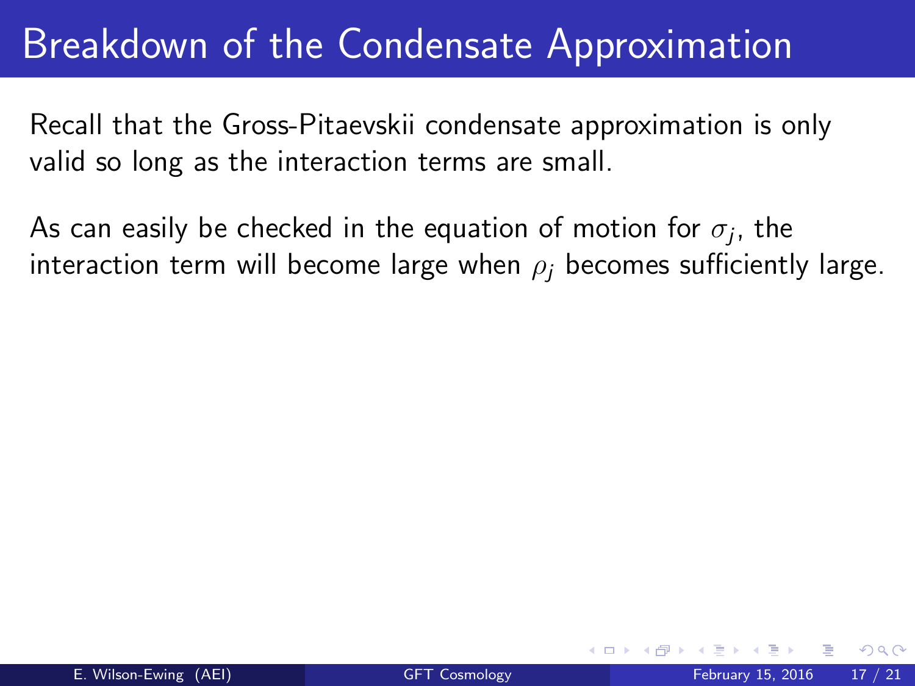# Breakdown of the Condensate Approximation

Recall that the Gross-Pitaevskii condensate approximation is only valid so long as the interaction terms are small.

As can easily be checked in the equation of motion for $\sigma_j$, the interaction term will become large when $\rho_j$ becomes sufficiently large.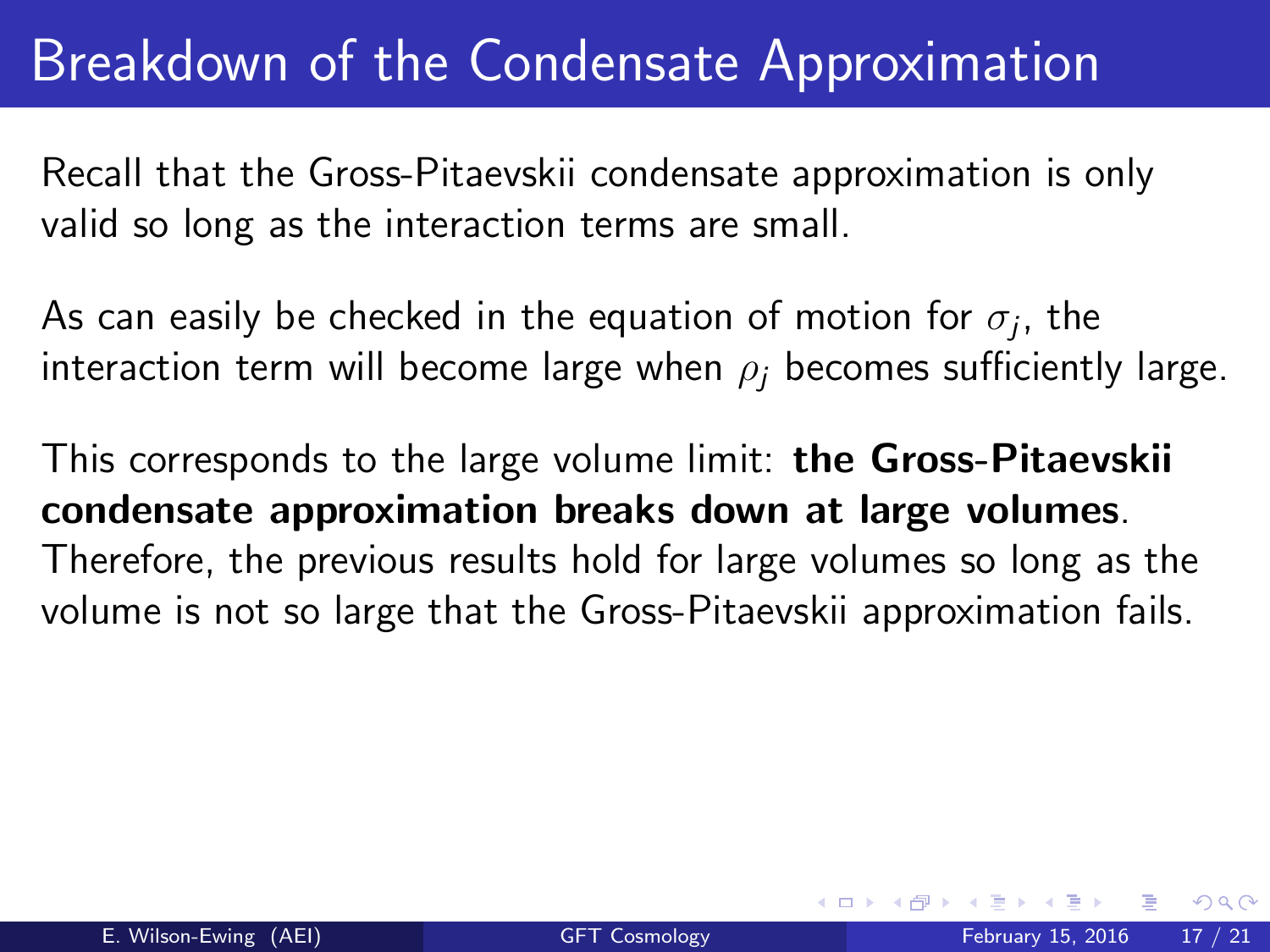# Breakdown of the Condensate Approximation

Recall that the Gross-Pitaevskii condensate approximation is only valid so long as the interaction terms are small.

As can easily be checked in the equation of motion for $\sigma_j$, the interaction term will become large when $\rho_j$ becomes sufficiently large.

This corresponds to the large volume limit: **the Gross-Pitaevskii condensate approximation breaks down at large volumes**. Therefore, the previous results hold for large volumes so long as the volume is not so large that the Gross-Pitaevskii approximation fails.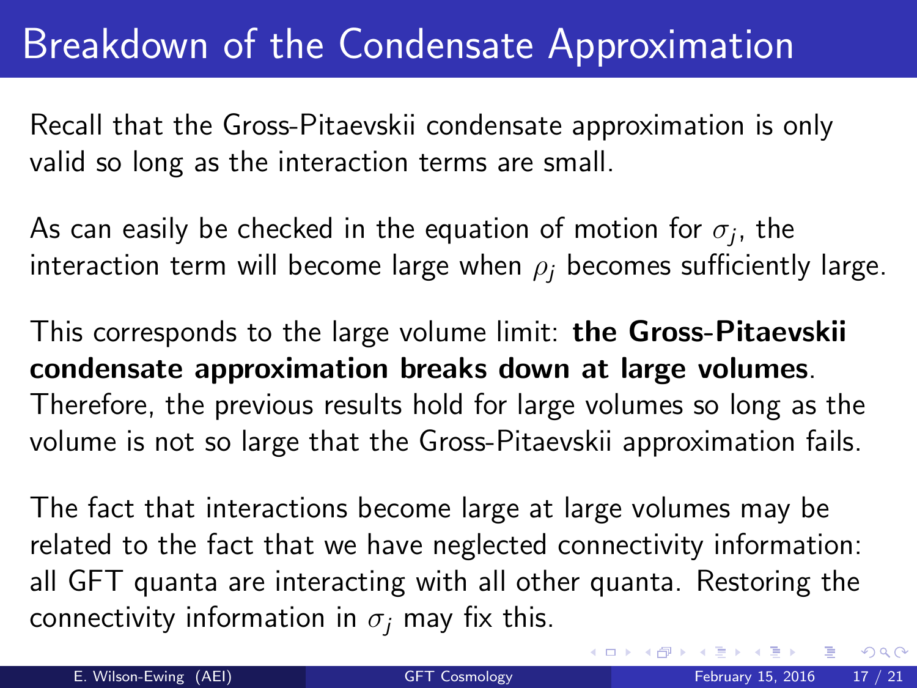# Breakdown of the Condensate Approximation

Recall that the Gross-Pitaevskii condensate approximation is only valid so long as the interaction terms are small.

As can easily be checked in the equation of motion for $\sigma_j$, the interaction term will become large when $\rho_j$ becomes sufficiently large.

This corresponds to the large volume limit: **the Gross-Pitaevskii condensate approximation breaks down at large volumes**. Therefore, the previous results hold for large volumes so long as the volume is not so large that the Gross-Pitaevskii approximation fails.

The fact that interactions become large at large volumes may be related to the fact that we have neglected connectivity information: all GFT quanta are interacting with all other quanta. Restoring the connectivity information in $\sigma_j$ may fix this.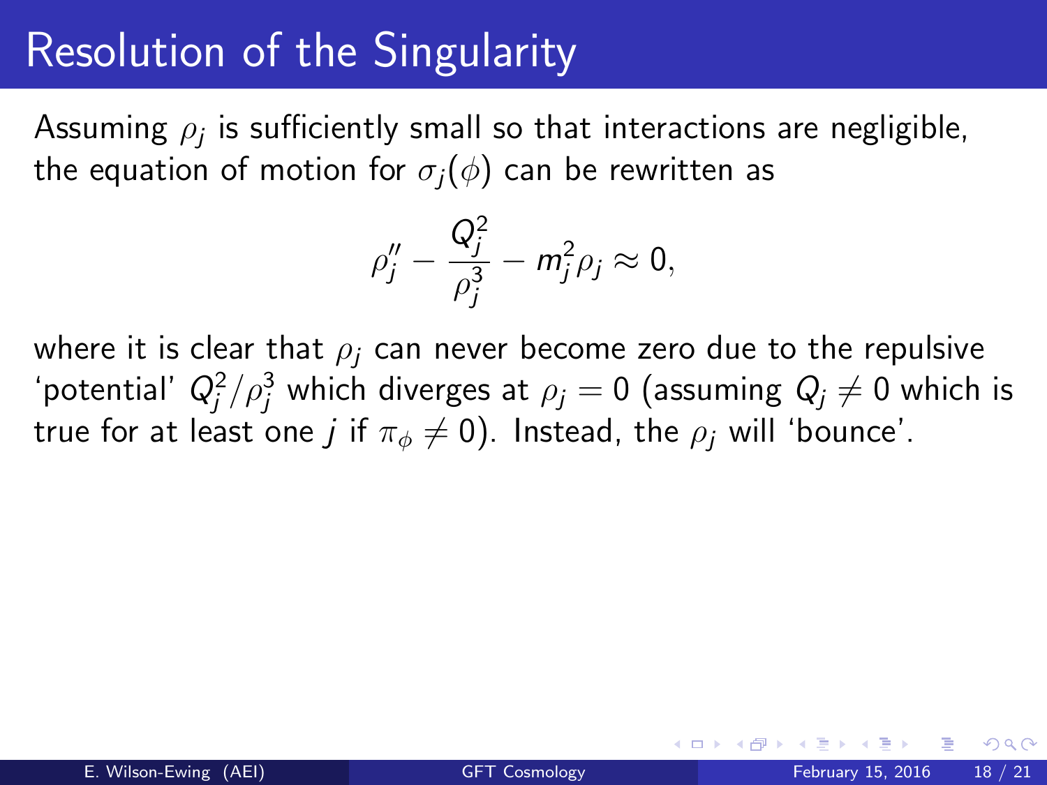# Resolution of the Singularity

Assuming $\rho_j$ is sufficiently small so that interactions are negligible, the equation of motion for $\sigma_j(\phi)$ can be rewritten as

$$\rho_j'' - \frac{Q_j^2}{\rho_j^3} - m_j^2 \rho_j \approx 0,$$

where it is clear that $\rho_j$ can never become zero due to the repulsive 'potential' $Q_j^2/\rho_j^3$ which diverges at $\rho_j = 0$ (assuming $Q_j \neq 0$ which is true for at least one $j$ if $\pi_\phi \neq 0$). Instead, the $\rho_j$ will 'bounce'.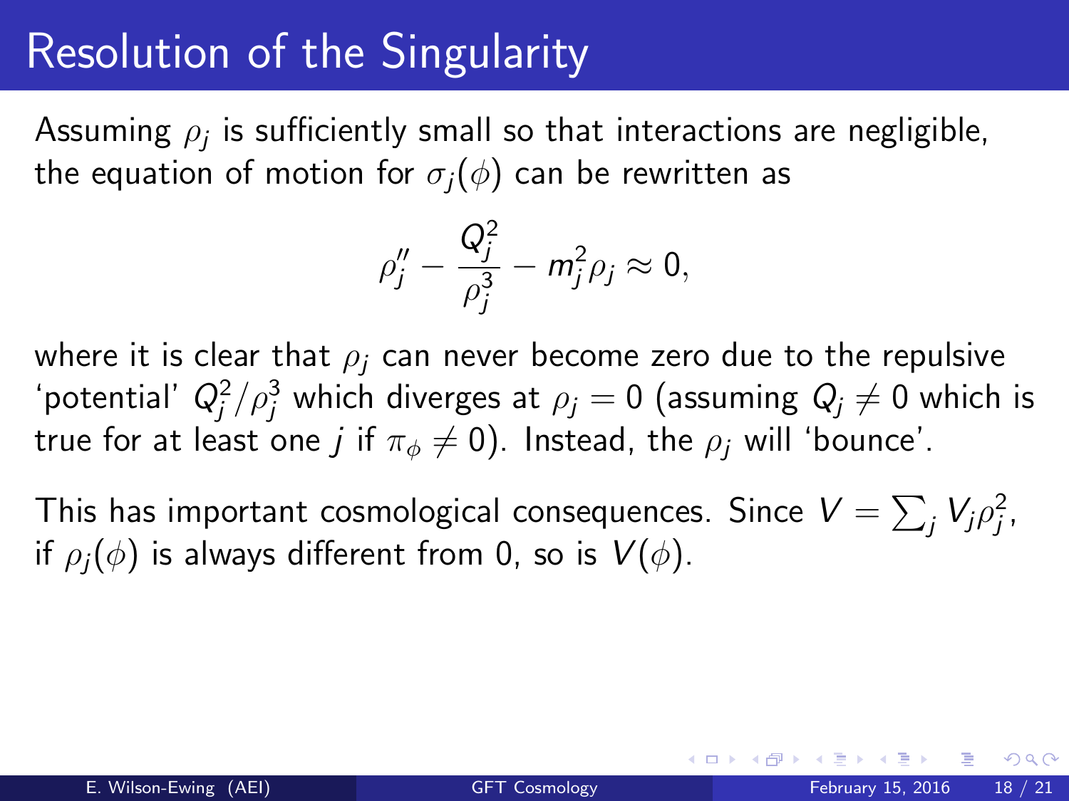# Resolution of the Singularity

Assuming $\rho_j$ is sufficiently small so that interactions are negligible, the equation of motion for $\sigma_j(\phi)$ can be rewritten as

$$\rho_j'' - \frac{Q_j^2}{\rho_j^3} - m_j^2 \rho_j \approx 0,$$

where it is clear that $\rho_j$ can never become zero due to the repulsive 'potential' $Q_j^2/\rho_j^3$ which diverges at $\rho_j = 0$ (assuming $Q_j \neq 0$ which is true for at least one $j$ if $\pi_\phi \neq 0$). Instead, the $\rho_j$ will 'bounce'.

This has important cosmological consequences. Since $V = \sum_j V_j \rho_j^2$, if $\rho_j(\phi)$ is always different from 0, so is $V(\phi)$.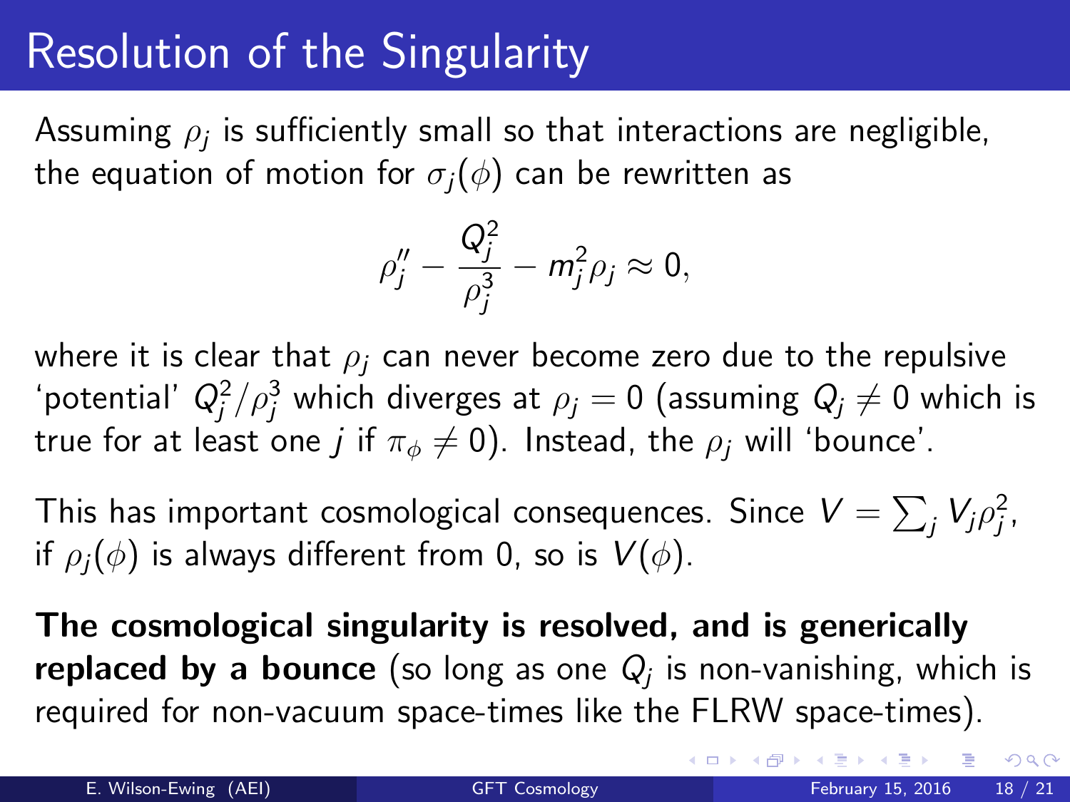# Resolution of the Singularity

Assuming $\rho_j$ is sufficiently small so that interactions are negligible, the equation of motion for $\sigma_j(\phi)$ can be rewritten as

$$\rho_j'' - \frac{Q_j^2}{\rho_j^3} - m_j^2 \rho_j \approx 0,$$

where it is clear that $\rho_j$ can never become zero due to the repulsive 'potential' $Q_j^2/\rho_j^3$ which diverges at $\rho_j = 0$ (assuming $Q_j \neq 0$ which is true for at least one $j$ if $\pi_\phi \neq 0$). Instead, the $\rho_j$ will 'bounce'.

This has important cosmological consequences. Since $V = \sum_j V_j \rho_j^2$, if $\rho_j(\phi)$ is always different from 0, so is $V(\phi)$.

**The cosmological singularity is resolved, and is generically replaced by a bounce** (so long as one $Q_j$ is non-vanishing, which is required for non-vacuum space-times like the FLRW space-times).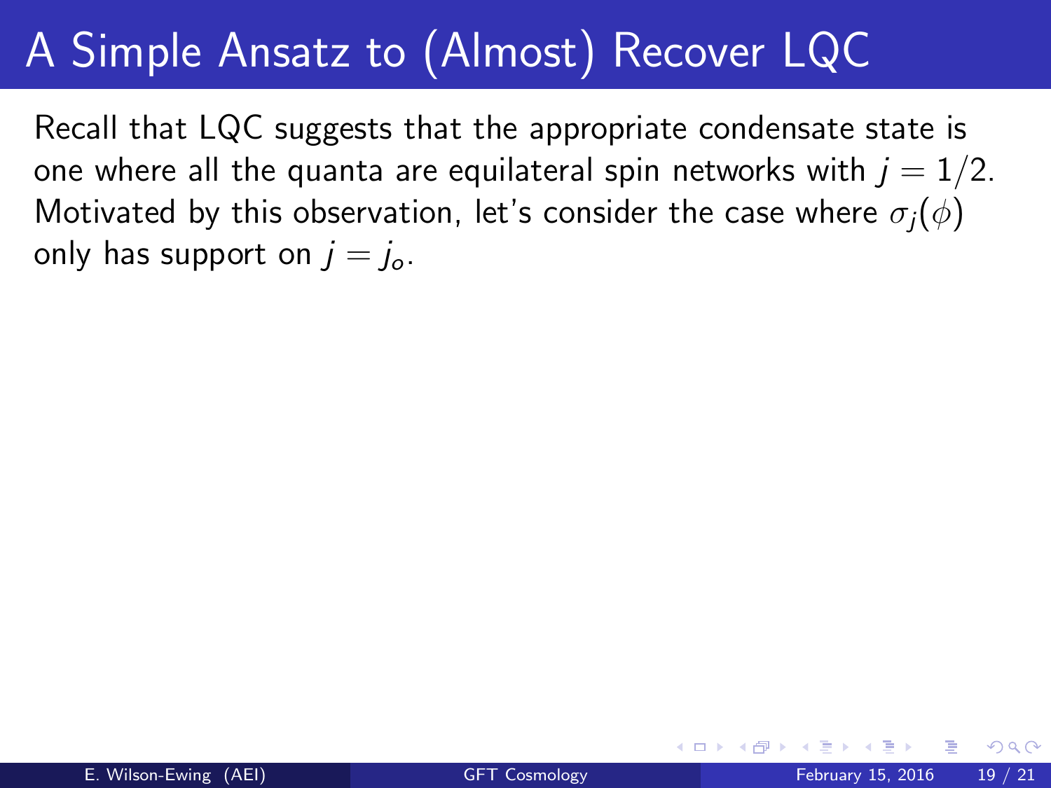# A Simple Ansatz to (Almost) Recover LQC

Recall that LQC suggests that the appropriate condensate state is one where all the quanta are equilateral spin networks with $j = 1/2$. Motivated by this observation, let's consider the case where $\sigma_j(\phi)$ only has support on $j = j_o$.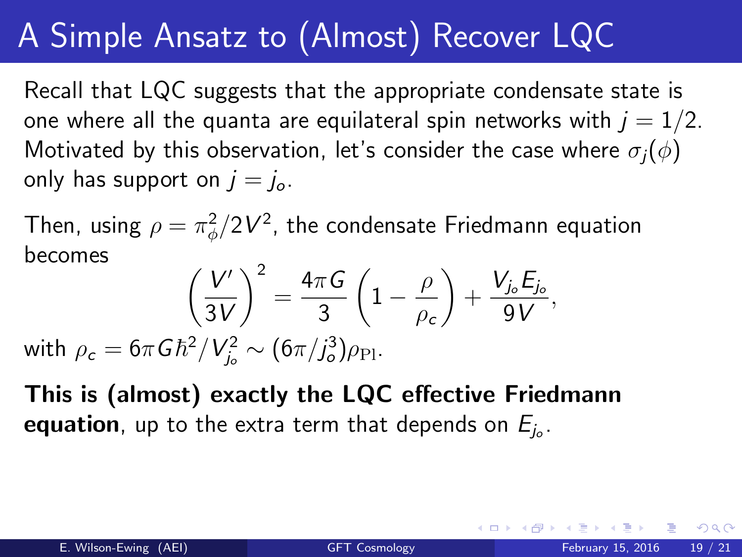# A Simple Ansatz to (Almost) Recover LQC

Recall that LQC suggests that the appropriate condensate state is one where all the quanta are equilateral spin networks with $j = 1/2$. Motivated by this observation, let's consider the case where $\sigma_j(\phi)$ only has support on $j = j_o$.

Then, using $\rho = \pi_\phi^2/2V^2$, the condensate Friedmann equation becomes

$$\left(\frac{V'}{3V}\right)^2 = \frac{4\pi G}{3}\left(1 - \frac{\rho}{\rho_c}\right) + \frac{V_{j_o} E_{j_o}}{9V},$$

with $\rho_c = 6\pi G\hbar^2/V_{j_o}^2 \sim (6\pi/j_o^3)\rho_{\rm Pl}$.

**This is (almost) exactly the LQC effective Friedmann equation**, up to the extra term that depends on $E_{j_o}$.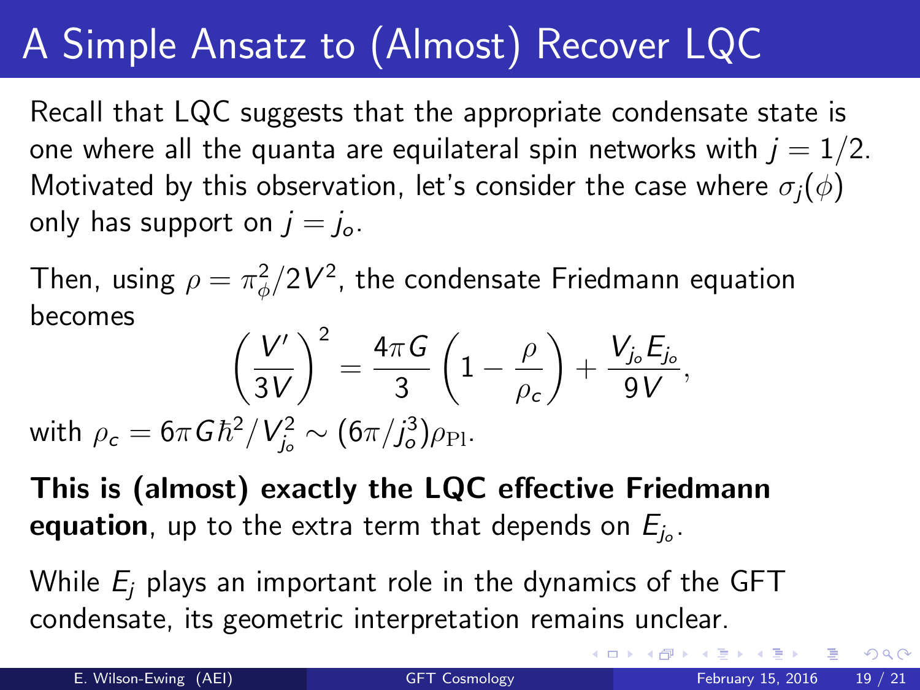# A Simple Ansatz to (Almost) Recover LQC

Recall that LQC suggests that the appropriate condensate state is one where all the quanta are equilateral spin networks with $j = 1/2$. Motivated by this observation, let's consider the case where $\sigma_j(\phi)$ only has support on $j = j_o$.

Then, using $\rho = \pi_\phi^2/2V^2$, the condensate Friedmann equation becomes

$$\left(\frac{V'}{3V}\right)^2 = \frac{4\pi G}{3}\left(1 - \frac{\rho}{\rho_c}\right) + \frac{V_{j_o} E_{j_o}}{9V},$$

with $\rho_c = 6\pi G\hbar^2/V_{j_o}^2 \sim (6\pi/j_o^3)\rho_{\rm Pl}$.

**This is (almost) exactly the LQC effective Friedmann equation**, up to the extra term that depends on $E_{j_o}$.

While $E_j$ plays an important role in the dynamics of the GFT condensate, its geometric interpretation remains unclear.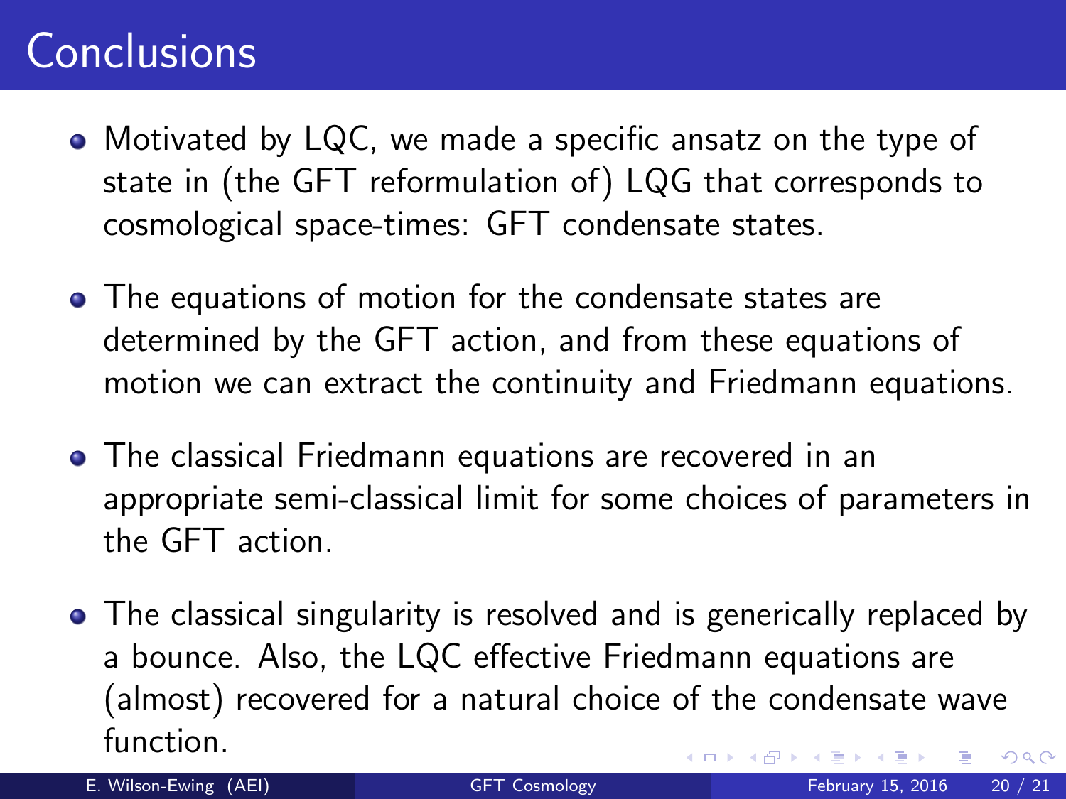# Conclusions

- Motivated by LQC, we made a specific ansatz on the type of state in (the GFT reformulation of) LQG that corresponds to cosmological space-times: GFT condensate states.
- The equations of motion for the condensate states are determined by the GFT action, and from these equations of motion we can extract the continuity and Friedmann equations.
- The classical Friedmann equations are recovered in an appropriate semi-classical limit for some choices of parameters in the GFT action.
- The classical singularity is resolved and is generically replaced by a bounce. Also, the LQC effective Friedmann equations are (almost) recovered for a natural choice of the condensate wave function.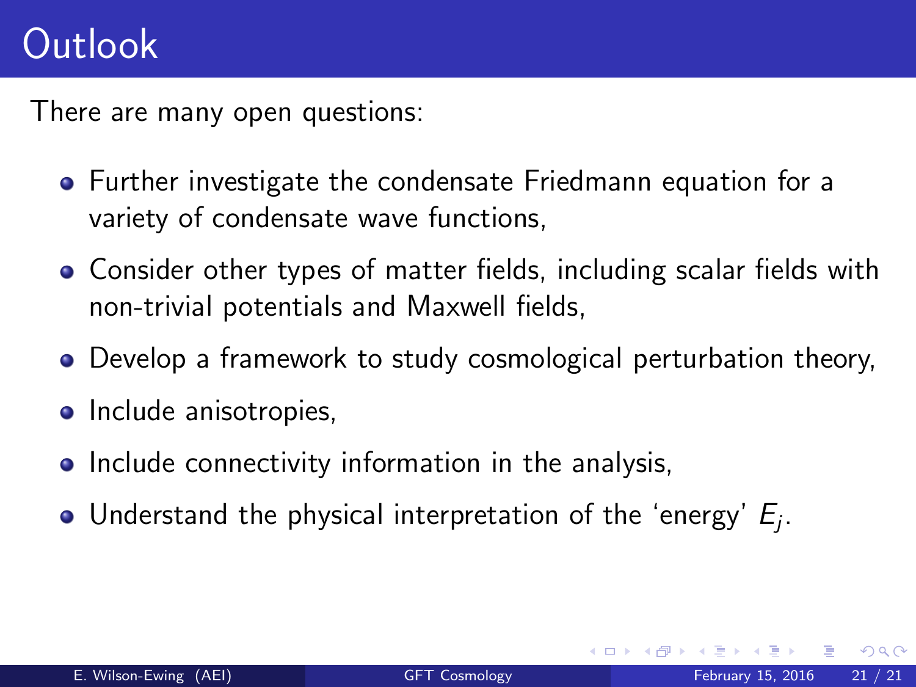# Outlook

There are many open questions:

- Further investigate the condensate Friedmann equation for a variety of condensate wave functions,
- Consider other types of matter fields, including scalar fields with non-trivial potentials and Maxwell fields,
- Develop a framework to study cosmological perturbation theory,
- Include anisotropies,
- Include connectivity information in the analysis,
- Understand the physical interpretation of the 'energy' $E_j$.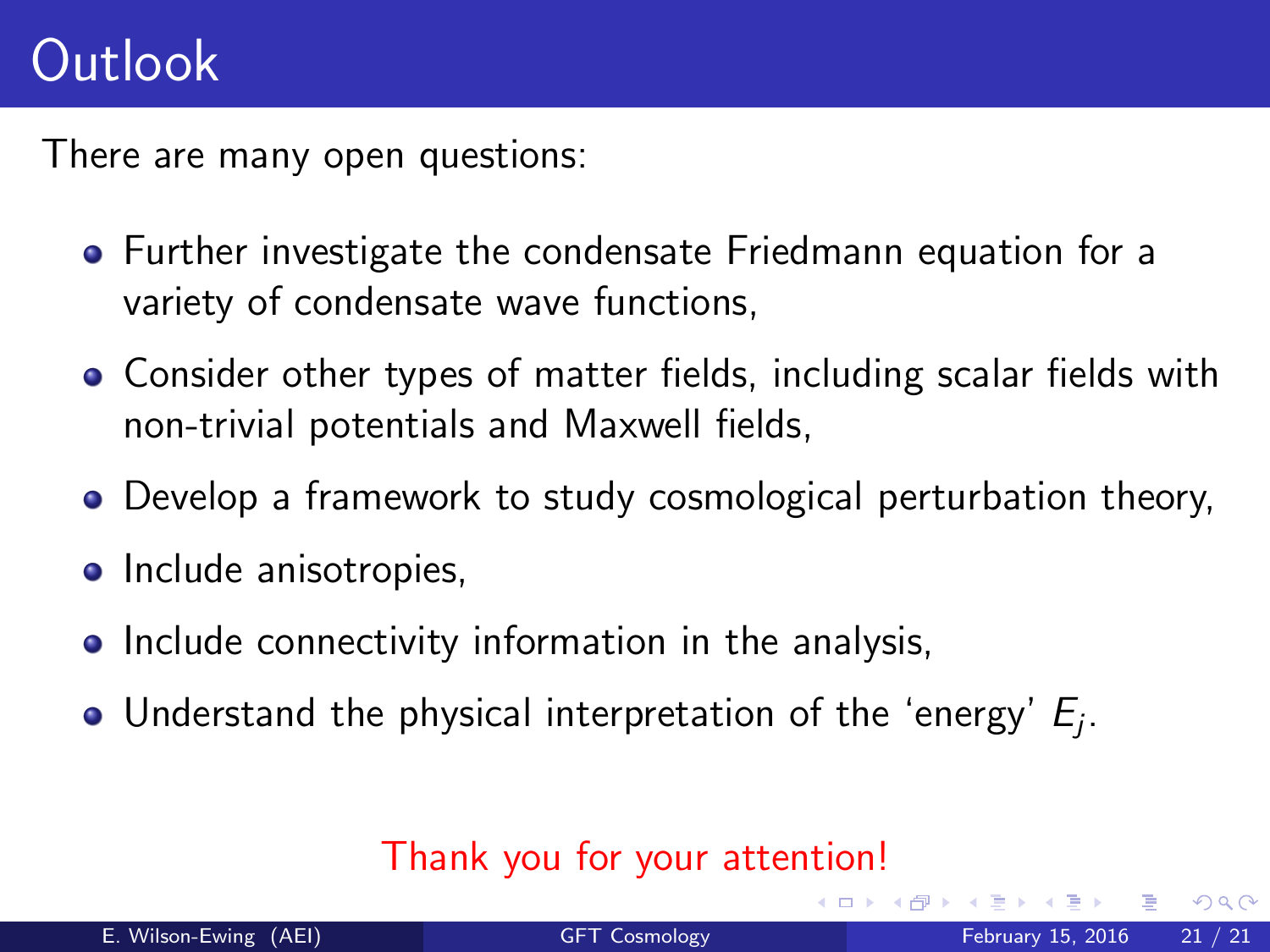# Outlook

There are many open questions:

- Further investigate the condensate Friedmann equation for a variety of condensate wave functions,
- Consider other types of matter fields, including scalar fields with non-trivial potentials and Maxwell fields,
- Develop a framework to study cosmological perturbation theory,
- Include anisotropies,
- Include connectivity information in the analysis,
- Understand the physical interpretation of the 'energy' $E_j$.

Thank you for your attention!